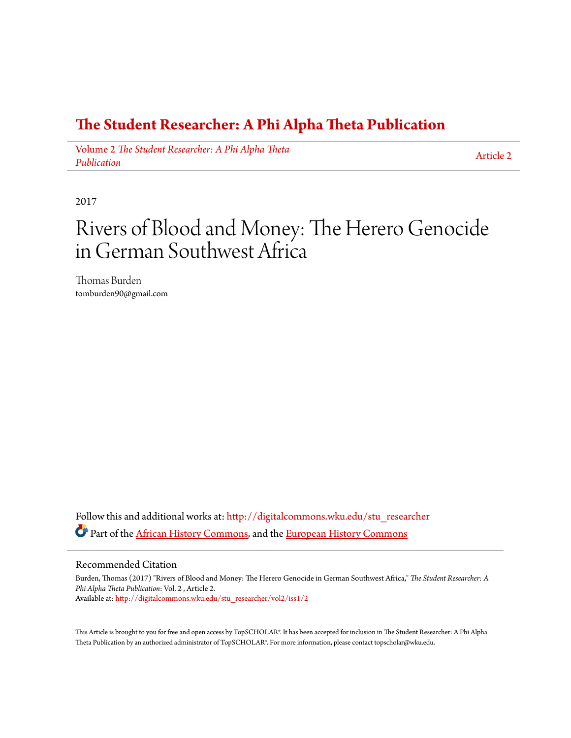# The Student Researcher: A Phi Alpha Theta Publication

Volume 2 *The Student Researcher: A Phi Alpha Theta Publication* — Article 2

2017

# Rivers of Blood and Money: The Herero Genocide in German Southwest Africa

Thomas Burden
tomburden90@gmail.com

Follow this and additional works at: http://digitalcommons.wku.edu/stu_researcher

Part of the African History Commons, and the European History Commons

## Recommended Citation

Burden, Thomas (2017) "Rivers of Blood and Money: The Herero Genocide in German Southwest Africa," *The Student Researcher: A Phi Alpha Theta Publication*: Vol. 2 , Article 2.
Available at: http://digitalcommons.wku.edu/stu_researcher/vol2/iss1/2

This Article is brought to you for free and open access by TopSCHOLAR®. It has been accepted for inclusion in The Student Researcher: A Phi Alpha Theta Publication by an authorized administrator of TopSCHOLAR®. For more information, please contact topscholar@wku.edu.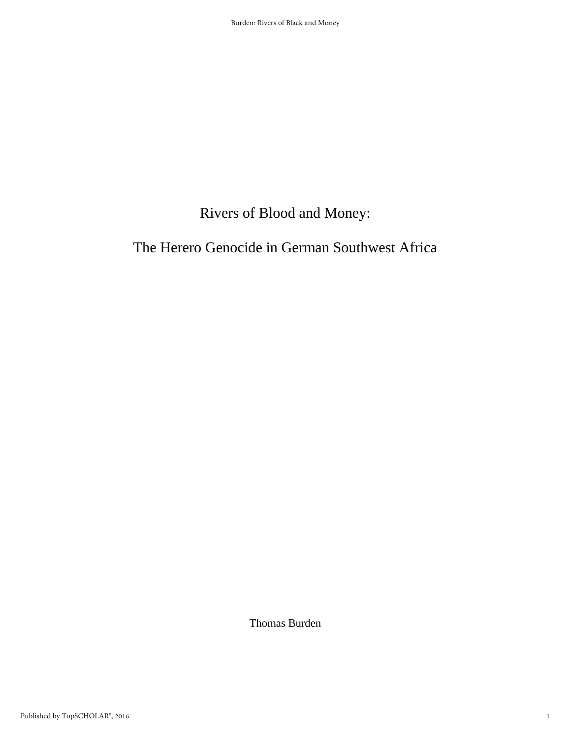# Rivers of Blood and Money:

# The Herero Genocide in German Southwest Africa

Thomas Burden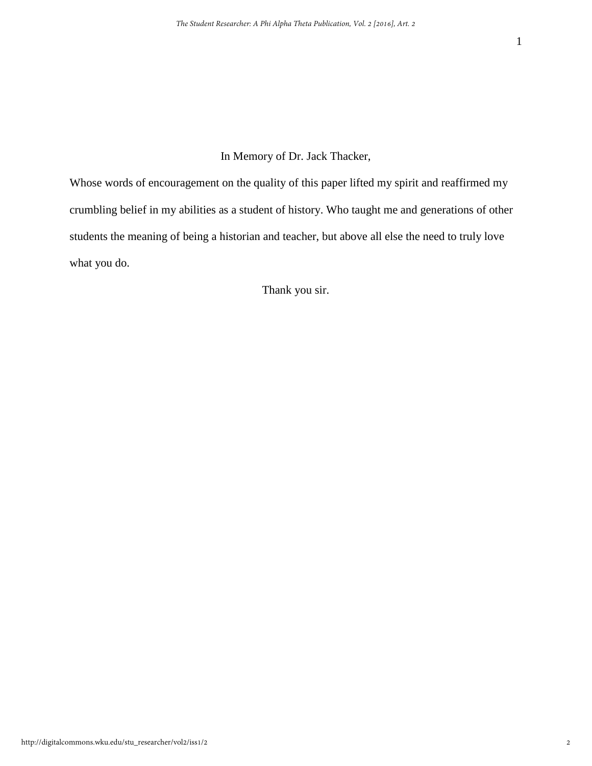In Memory of Dr. Jack Thacker,

Whose words of encouragement on the quality of this paper lifted my spirit and reaffirmed my crumbling belief in my abilities as a student of history. Who taught me and generations of other students the meaning of being a historian and teacher, but above all else the need to truly love what you do.

Thank you sir.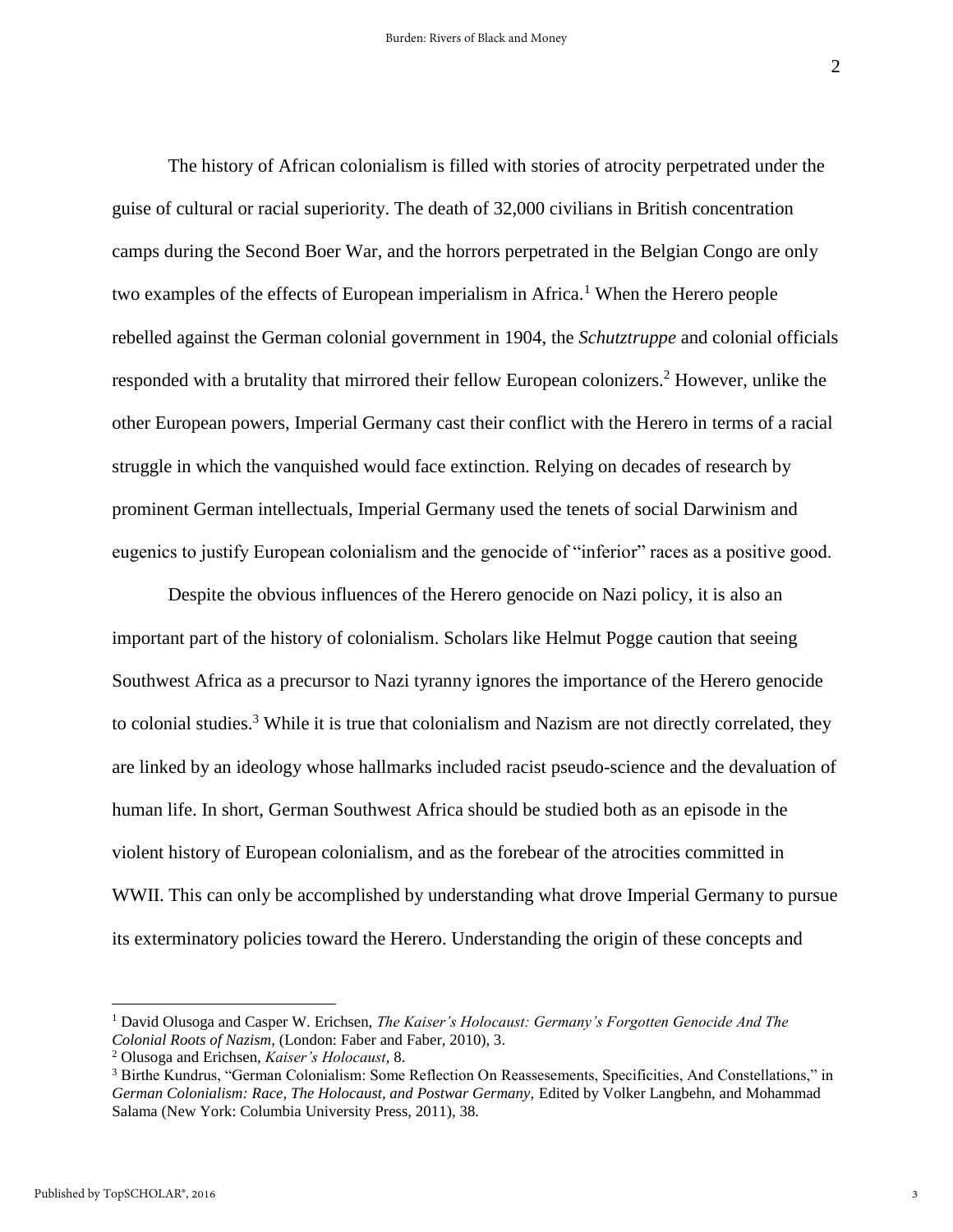The history of African colonialism is filled with stories of atrocity perpetrated under the guise of cultural or racial superiority. The death of 32,000 civilians in British concentration camps during the Second Boer War, and the horrors perpetrated in the Belgian Congo are only two examples of the effects of European imperialism in Africa.[1] When the Herero people rebelled against the German colonial government in 1904, the *Schutztruppe* and colonial officials responded with a brutality that mirrored their fellow European colonizers.[2] However, unlike the other European powers, Imperial Germany cast their conflict with the Herero in terms of a racial struggle in which the vanquished would face extinction. Relying on decades of research by prominent German intellectuals, Imperial Germany used the tenets of social Darwinism and eugenics to justify European colonialism and the genocide of "inferior" races as a positive good.

Despite the obvious influences of the Herero genocide on Nazi policy, it is also an important part of the history of colonialism. Scholars like Helmut Pogge caution that seeing Southwest Africa as a precursor to Nazi tyranny ignores the importance of the Herero genocide to colonial studies.[3] While it is true that colonialism and Nazism are not directly correlated, they are linked by an ideology whose hallmarks included racist pseudo-science and the devaluation of human life. In short, German Southwest Africa should be studied both as an episode in the violent history of European colonialism, and as the forebear of the atrocities committed in WWII. This can only be accomplished by understanding what drove Imperial Germany to pursue its exterminatory policies toward the Herero. Understanding the origin of these concepts and

---

[1] David Olusoga and Casper W. Erichsen, *The Kaiser's Holocaust: Germany's Forgotten Genocide And The Colonial Roots of Nazism*, (London: Faber and Faber, 2010), 3.

[2] Olusoga and Erichsen, *Kaiser's Holocaust*, 8.

[3] Birthe Kundrus, "German Colonialism: Some Reflection On Reassesements, Specificities, And Constellations," in *German Colonialism: Race, The Holocaust, and Postwar Germany,* Edited by Volker Langbehn, and Mohammad Salama (New York: Columbia University Press, 2011), 38.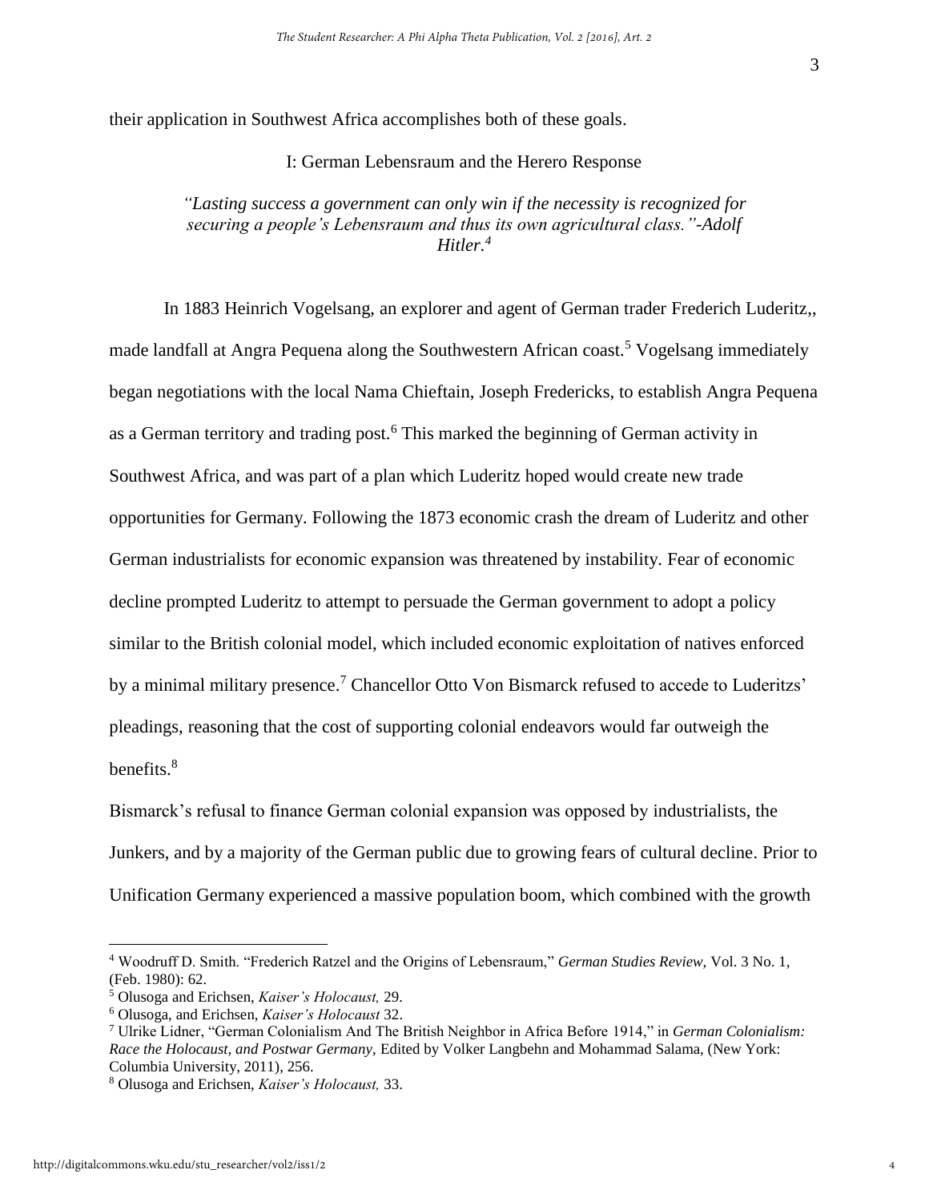their application in Southwest Africa accomplishes both of these goals.

## I: German Lebensraum and the Herero Response

*"Lasting success a government can only win if the necessity is recognized for securing a people's Lebensraum and thus its own agricultural class."-Adolf Hitler.*[4]

In 1883 Heinrich Vogelsang, an explorer and agent of German trader Frederich Luderitz,, made landfall at Angra Pequena along the Southwestern African coast.[5] Vogelsang immediately began negotiations with the local Nama Chieftain, Joseph Fredericks, to establish Angra Pequena as a German territory and trading post.[6] This marked the beginning of German activity in Southwest Africa, and was part of a plan which Luderitz hoped would create new trade opportunities for Germany. Following the 1873 economic crash the dream of Luderitz and other German industrialists for economic expansion was threatened by instability. Fear of economic decline prompted Luderitz to attempt to persuade the German government to adopt a policy similar to the British colonial model, which included economic exploitation of natives enforced by a minimal military presence.[7] Chancellor Otto Von Bismarck refused to accede to Luderitzs' pleadings, reasoning that the cost of supporting colonial endeavors would far outweigh the benefits.[8]

Bismarck's refusal to finance German colonial expansion was opposed by industrialists, the Junkers, and by a majority of the German public due to growing fears of cultural decline. Prior to Unification Germany experienced a massive population boom, which combined with the growth

---

[4] Woodruff D. Smith. "Frederich Ratzel and the Origins of Lebensraum," *German Studies Review,* Vol. 3 No. 1, (Feb. 1980): 62.

[5] Olusoga and Erichsen, *Kaiser's Holocaust,* 29.

[6] Olusoga, and Erichsen, *Kaiser's Holocaust* 32.

[7] Ulrike Lidner, "German Colonialism And The British Neighbor in Africa Before 1914," in *German Colonialism: Race the Holocaust, and Postwar Germany,* Edited by Volker Langbehn and Mohammad Salama, (New York: Columbia University, 2011), 256.

[8] Olusoga and Erichsen, *Kaiser's Holocaust,* 33.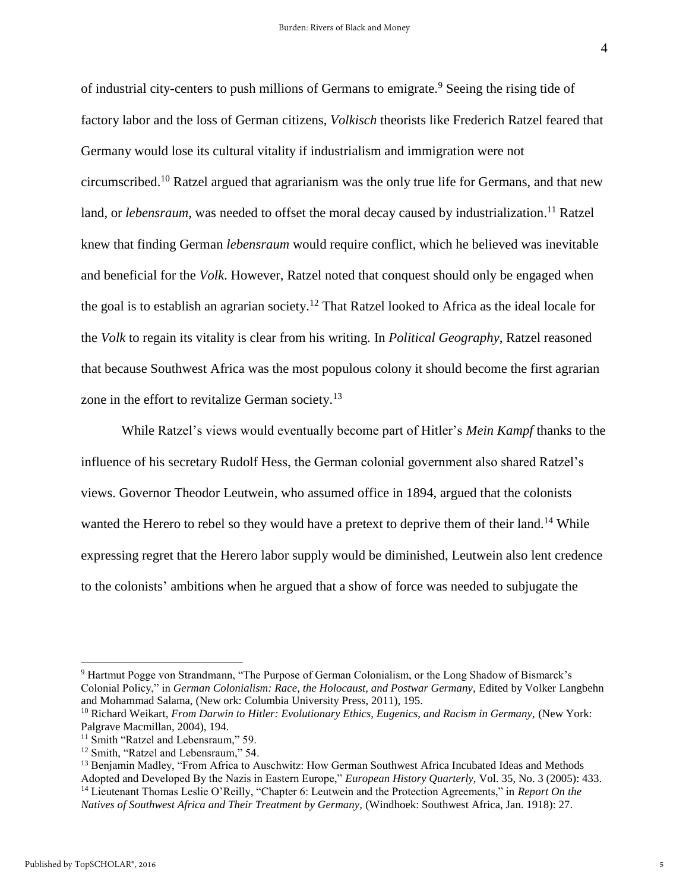of industrial city-centers to push millions of Germans to emigrate.[9] Seeing the rising tide of factory labor and the loss of German citizens, *Volkisch* theorists like Frederich Ratzel feared that Germany would lose its cultural vitality if industrialism and immigration were not circumscribed.[10] Ratzel argued that agrarianism was the only true life for Germans, and that new land, or *lebensraum*, was needed to offset the moral decay caused by industrialization.[11] Ratzel knew that finding German *lebensraum* would require conflict, which he believed was inevitable and beneficial for the *Volk*. However, Ratzel noted that conquest should only be engaged when the goal is to establish an agrarian society.[12] That Ratzel looked to Africa as the ideal locale for the *Volk* to regain its vitality is clear from his writing. In *Political Geography*, Ratzel reasoned that because Southwest Africa was the most populous colony it should become the first agrarian zone in the effort to revitalize German society.[13]

While Ratzel's views would eventually become part of Hitler's *Mein Kampf* thanks to the influence of his secretary Rudolf Hess, the German colonial government also shared Ratzel's views. Governor Theodor Leutwein, who assumed office in 1894, argued that the colonists wanted the Herero to rebel so they would have a pretext to deprive them of their land.[14] While expressing regret that the Herero labor supply would be diminished, Leutwein also lent credence to the colonists' ambitions when he argued that a show of force was needed to subjugate the

---

[9] Hartmut Pogge von Strandmann, "The Purpose of German Colonialism, or the Long Shadow of Bismarck's Colonial Policy," in *German Colonialism: Race, the Holocaust, and Postwar Germany,* Edited by Volker Langbehn and Mohammad Salama, (New ork: Columbia University Press, 2011), 195.

[10] Richard Weikart, *From Darwin to Hitler: Evolutionary Ethics, Eugenics, and Racism in Germany,* (New York: Palgrave Macmillan, 2004), 194.

[11] Smith "Ratzel and Lebensraum," 59.

[12] Smith, "Ratzel and Lebensraum," 54.

[13] Benjamin Madley, "From Africa to Auschwitz: How German Southwest Africa Incubated Ideas and Methods Adopted and Developed By the Nazis in Eastern Europe," *European History Quarterly,* Vol. 35, No. 3 (2005): 433.

[14] Lieutenant Thomas Leslie O'Reilly, "Chapter 6: Leutwein and the Protection Agreements," in *Report On the Natives of Southwest Africa and Their Treatment by Germany,* (Windhoek: Southwest Africa, Jan. 1918): 27.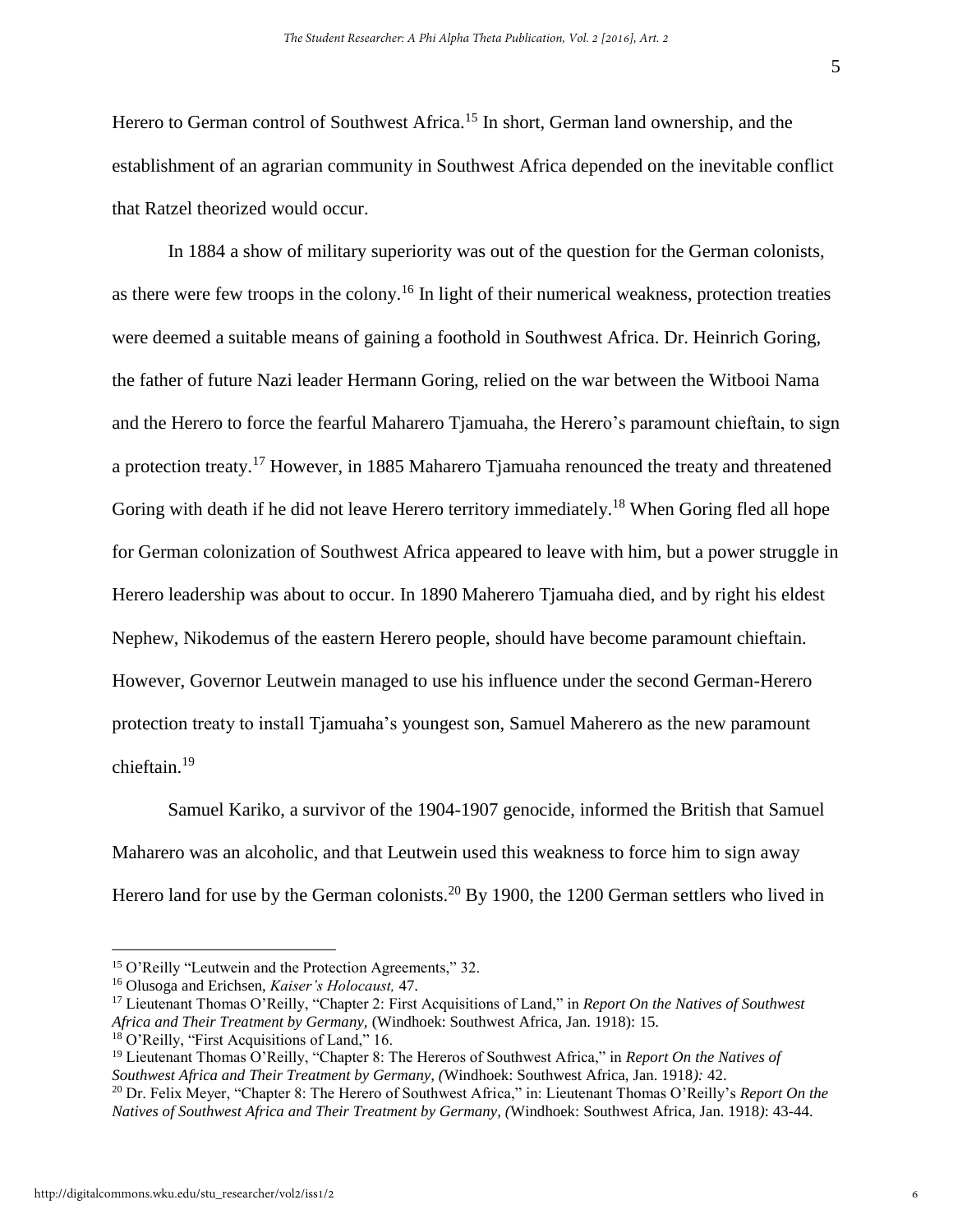Herero to German control of Southwest Africa.[15] In short, German land ownership, and the establishment of an agrarian community in Southwest Africa depended on the inevitable conflict that Ratzel theorized would occur.

In 1884 a show of military superiority was out of the question for the German colonists, as there were few troops in the colony.[16] In light of their numerical weakness, protection treaties were deemed a suitable means of gaining a foothold in Southwest Africa. Dr. Heinrich Goring, the father of future Nazi leader Hermann Goring, relied on the war between the Witbooi Nama and the Herero to force the fearful Maharero Tjamuaha, the Herero's paramount chieftain, to sign a protection treaty.[17] However, in 1885 Maharero Tjamuaha renounced the treaty and threatened Goring with death if he did not leave Herero territory immediately.[18] When Goring fled all hope for German colonization of Southwest Africa appeared to leave with him, but a power struggle in Herero leadership was about to occur. In 1890 Maherero Tjamuaha died, and by right his eldest Nephew, Nikodemus of the eastern Herero people, should have become paramount chieftain. However, Governor Leutwein managed to use his influence under the second German-Herero protection treaty to install Tjamuaha's youngest son, Samuel Maherero as the new paramount chieftain.[19]

Samuel Kariko, a survivor of the 1904-1907 genocide, informed the British that Samuel Maharero was an alcoholic, and that Leutwein used this weakness to force him to sign away Herero land for use by the German colonists.[20] By 1900, the 1200 German settlers who lived in

---

[15] O'Reilly "Leutwein and the Protection Agreements," 32.

[16] Olusoga and Erichsen, *Kaiser's Holocaust,* 47.

[17] Lieutenant Thomas O'Reilly, "Chapter 2: First Acquisitions of Land," in *Report On the Natives of Southwest Africa and Their Treatment by Germany,* (Windhoek: Southwest Africa, Jan. 1918): 15.

[18] O'Reilly, "First Acquisitions of Land," 16.

[19] Lieutenant Thomas O'Reilly, "Chapter 8: The Hereros of Southwest Africa," in *Report On the Natives of Southwest Africa and Their Treatment by Germany, (*Windhoek: Southwest Africa, Jan. 1918*):* 42.

[20] Dr. Felix Meyer, "Chapter 8: The Herero of Southwest Africa," in: Lieutenant Thomas O'Reilly's *Report On the Natives of Southwest Africa and Their Treatment by Germany, (*Windhoek: Southwest Africa, Jan. 1918*)*: 43-44.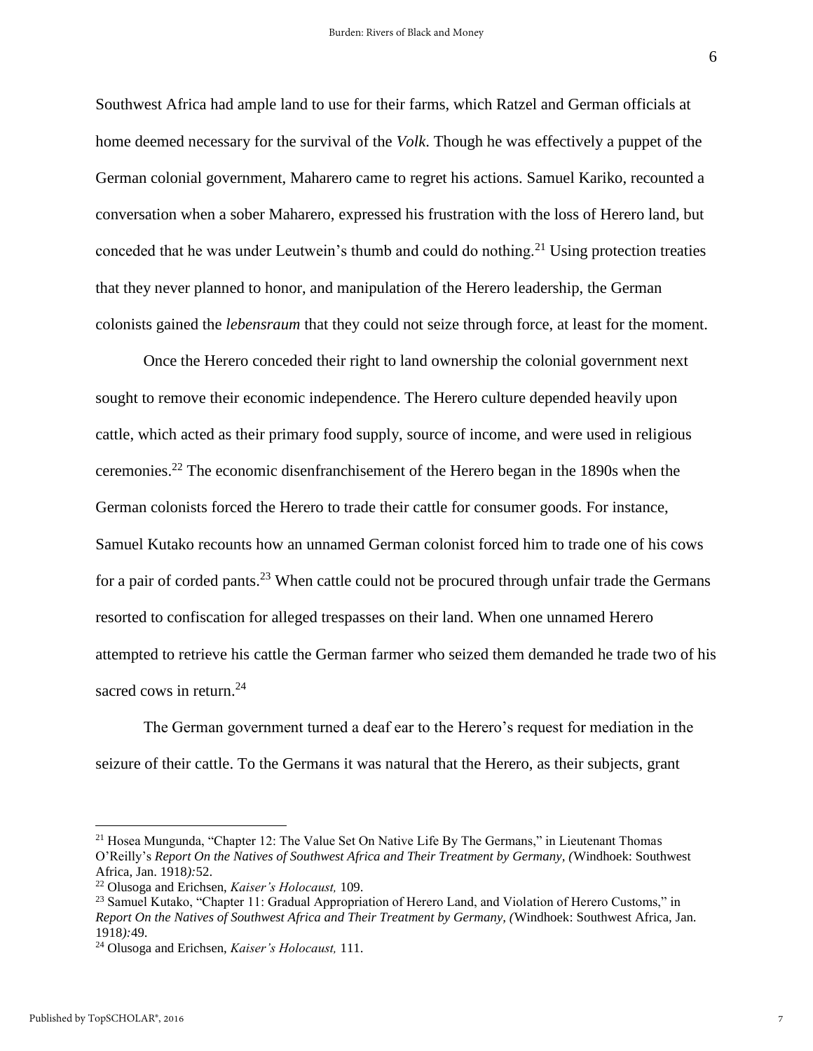Southwest Africa had ample land to use for their farms, which Ratzel and German officials at home deemed necessary for the survival of the *Volk*. Though he was effectively a puppet of the German colonial government, Maharero came to regret his actions. Samuel Kariko, recounted a conversation when a sober Maharero, expressed his frustration with the loss of Herero land, but conceded that he was under Leutwein's thumb and could do nothing.[21] Using protection treaties that they never planned to honor, and manipulation of the Herero leadership, the German colonists gained the *lebensraum* that they could not seize through force, at least for the moment.

Once the Herero conceded their right to land ownership the colonial government next sought to remove their economic independence. The Herero culture depended heavily upon cattle, which acted as their primary food supply, source of income, and were used in religious ceremonies.[22] The economic disenfranchisement of the Herero began in the 1890s when the German colonists forced the Herero to trade their cattle for consumer goods. For instance, Samuel Kutako recounts how an unnamed German colonist forced him to trade one of his cows for a pair of corded pants.[23] When cattle could not be procured through unfair trade the Germans resorted to confiscation for alleged trespasses on their land. When one unnamed Herero attempted to retrieve his cattle the German farmer who seized them demanded he trade two of his sacred cows in return.[24]

The German government turned a deaf ear to the Herero's request for mediation in the seizure of their cattle. To the Germans it was natural that the Herero, as their subjects, grant

---

[21] Hosea Mungunda, "Chapter 12: The Value Set On Native Life By The Germans," in Lieutenant Thomas O'Reilly's *Report On the Natives of Southwest Africa and Their Treatment by Germany, (*Windhoek: Southwest Africa, Jan. 1918*):*52.

[22] Olusoga and Erichsen, *Kaiser's Holocaust,* 109.

[23] Samuel Kutako, "Chapter 11: Gradual Appropriation of Herero Land, and Violation of Herero Customs," in *Report On the Natives of Southwest Africa and Their Treatment by Germany, (*Windhoek: Southwest Africa, Jan. 1918*):*49.

[24] Olusoga and Erichsen, *Kaiser's Holocaust,* 111.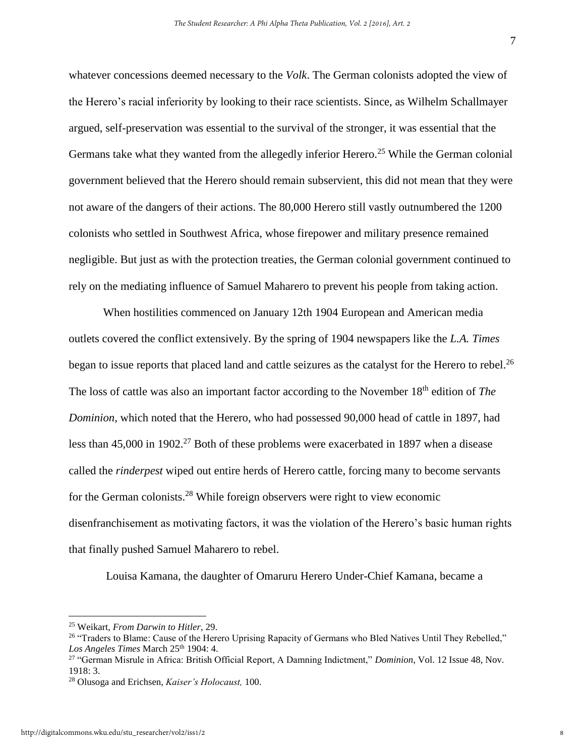whatever concessions deemed necessary to the *Volk*. The German colonists adopted the view of the Herero's racial inferiority by looking to their race scientists. Since, as Wilhelm Schallmayer argued, self-preservation was essential to the survival of the stronger, it was essential that the Germans take what they wanted from the allegedly inferior Herero.[25] While the German colonial government believed that the Herero should remain subservient, this did not mean that they were not aware of the dangers of their actions. The 80,000 Herero still vastly outnumbered the 1200 colonists who settled in Southwest Africa, whose firepower and military presence remained negligible. But just as with the protection treaties, the German colonial government continued to rely on the mediating influence of Samuel Maharero to prevent his people from taking action.

When hostilities commenced on January 12th 1904 European and American media outlets covered the conflict extensively. By the spring of 1904 newspapers like the *L.A. Times* began to issue reports that placed land and cattle seizures as the catalyst for the Herero to rebel.[26] The loss of cattle was also an important factor according to the November 18th edition of *The Dominion*, which noted that the Herero, who had possessed 90,000 head of cattle in 1897, had less than 45,000 in 1902.[27] Both of these problems were exacerbated in 1897 when a disease called the *rinderpest* wiped out entire herds of Herero cattle, forcing many to become servants for the German colonists.[28] While foreign observers were right to view economic disenfranchisement as motivating factors, it was the violation of the Herero's basic human rights that finally pushed Samuel Maharero to rebel.

Louisa Kamana, the daughter of Omaruru Herero Under-Chief Kamana, became a

---

[25] Weikart, *From Darwin to Hitler*, 29.

[26] "Traders to Blame: Cause of the Herero Uprising Rapacity of Germans who Bled Natives Until They Rebelled," *Los Angeles Times* March 25th 1904: 4.

[27] "German Misrule in Africa: British Official Report, A Damning Indictment," *Dominion*, Vol. 12 Issue 48, Nov. 1918: 3.

[28] Olusoga and Erichsen, *Kaiser's Holocaust,* 100.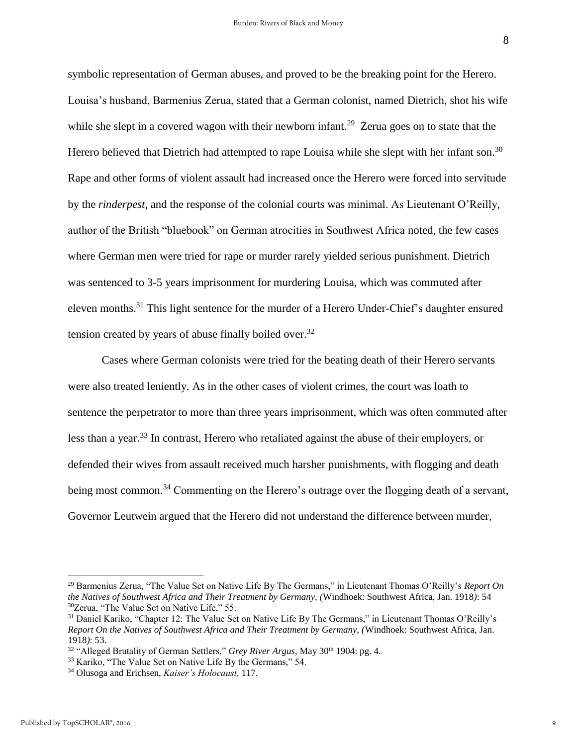symbolic representation of German abuses, and proved to be the breaking point for the Herero. Louisa's husband, Barmenius Zerua, stated that a German colonist, named Dietrich, shot his wife while she slept in a covered wagon with their newborn infant.[29] Zerua goes on to state that the Herero believed that Dietrich had attempted to rape Louisa while she slept with her infant son.[30] Rape and other forms of violent assault had increased once the Herero were forced into servitude by the *rinderpest*, and the response of the colonial courts was minimal. As Lieutenant O'Reilly, author of the British "bluebook" on German atrocities in Southwest Africa noted, the few cases where German men were tried for rape or murder rarely yielded serious punishment. Dietrich was sentenced to 3-5 years imprisonment for murdering Louisa, which was commuted after eleven months.[31] This light sentence for the murder of a Herero Under-Chief's daughter ensured tension created by years of abuse finally boiled over.[32]

Cases where German colonists were tried for the beating death of their Herero servants were also treated leniently. As in the other cases of violent crimes, the court was loath to sentence the perpetrator to more than three years imprisonment, which was often commuted after less than a year.[33] In contrast, Herero who retaliated against the abuse of their employers, or defended their wives from assault received much harsher punishments, with flogging and death being most common.[34] Commenting on the Herero's outrage over the flogging death of a servant, Governor Leutwein argued that the Herero did not understand the difference between murder,

---

[29] Barmenius Zerua, "The Value Set on Native Life By The Germans," in Lieutenant Thomas O'Reilly's *Report On the Natives of Southwest Africa and Their Treatment by Germany, (*Windhoek: Southwest Africa, Jan. 1918*)*: 54

[30] Zerua, "The Value Set on Native Life," 55.

[31] Daniel Kariko, "Chapter 12: The Value Set on Native Life By The Germans," in Lieutenant Thomas O'Reilly's *Report On the Natives of Southwest Africa and Their Treatment by Germany, (*Windhoek: Southwest Africa, Jan. 1918*)*: 53.

[32] "Alleged Brutality of German Settlers," *Grey River Argus,* May 30th 1904: pg. 4.

[33] Kariko, "The Value Set on Native Life By the Germans," 54.

[34] Olusoga and Erichsen, *Kaiser's Holocaust,* 117.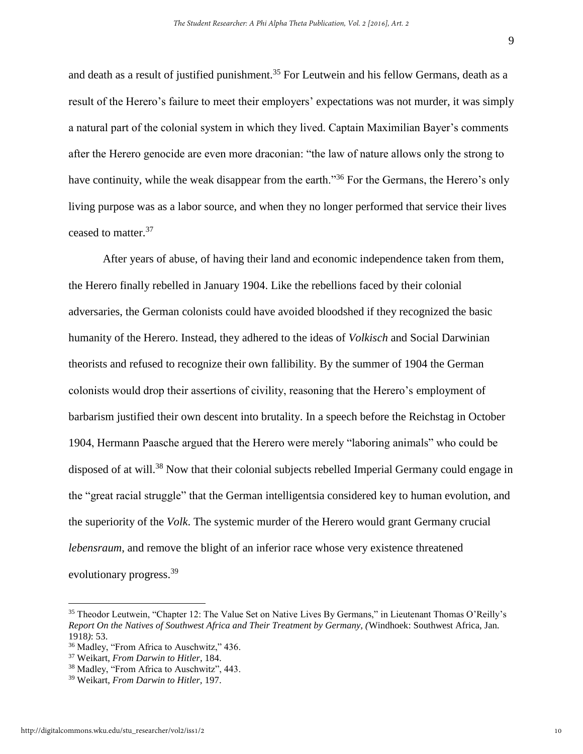and death as a result of justified punishment.[35] For Leutwein and his fellow Germans, death as a result of the Herero's failure to meet their employers' expectations was not murder, it was simply a natural part of the colonial system in which they lived. Captain Maximilian Bayer's comments after the Herero genocide are even more draconian: "the law of nature allows only the strong to have continuity, while the weak disappear from the earth."[36] For the Germans, the Herero's only living purpose was as a labor source, and when they no longer performed that service their lives ceased to matter.[37]

After years of abuse, of having their land and economic independence taken from them, the Herero finally rebelled in January 1904. Like the rebellions faced by their colonial adversaries, the German colonists could have avoided bloodshed if they recognized the basic humanity of the Herero. Instead, they adhered to the ideas of *Volkisch* and Social Darwinian theorists and refused to recognize their own fallibility. By the summer of 1904 the German colonists would drop their assertions of civility, reasoning that the Herero's employment of barbarism justified their own descent into brutality. In a speech before the Reichstag in October 1904, Hermann Paasche argued that the Herero were merely "laboring animals" who could be disposed of at will.[38] Now that their colonial subjects rebelled Imperial Germany could engage in the "great racial struggle" that the German intelligentsia considered key to human evolution, and the superiority of the *Volk*. The systemic murder of the Herero would grant Germany crucial *lebensraum*, and remove the blight of an inferior race whose very existence threatened evolutionary progress.[39]

---

[35] Theodor Leutwein, "Chapter 12: The Value Set on Native Lives By Germans," in Lieutenant Thomas O'Reilly's *Report On the Natives of Southwest Africa and Their Treatment by Germany, (*Windhoek: Southwest Africa, Jan. 1918*)*: 53.

[36] Madley, "From Africa to Auschwitz," 436.

[37] Weikart, *From Darwin to Hitler*, 184.

[38] Madley, "From Africa to Auschwitz", 443.

[39] Weikart, *From Darwin to Hitler,* 197.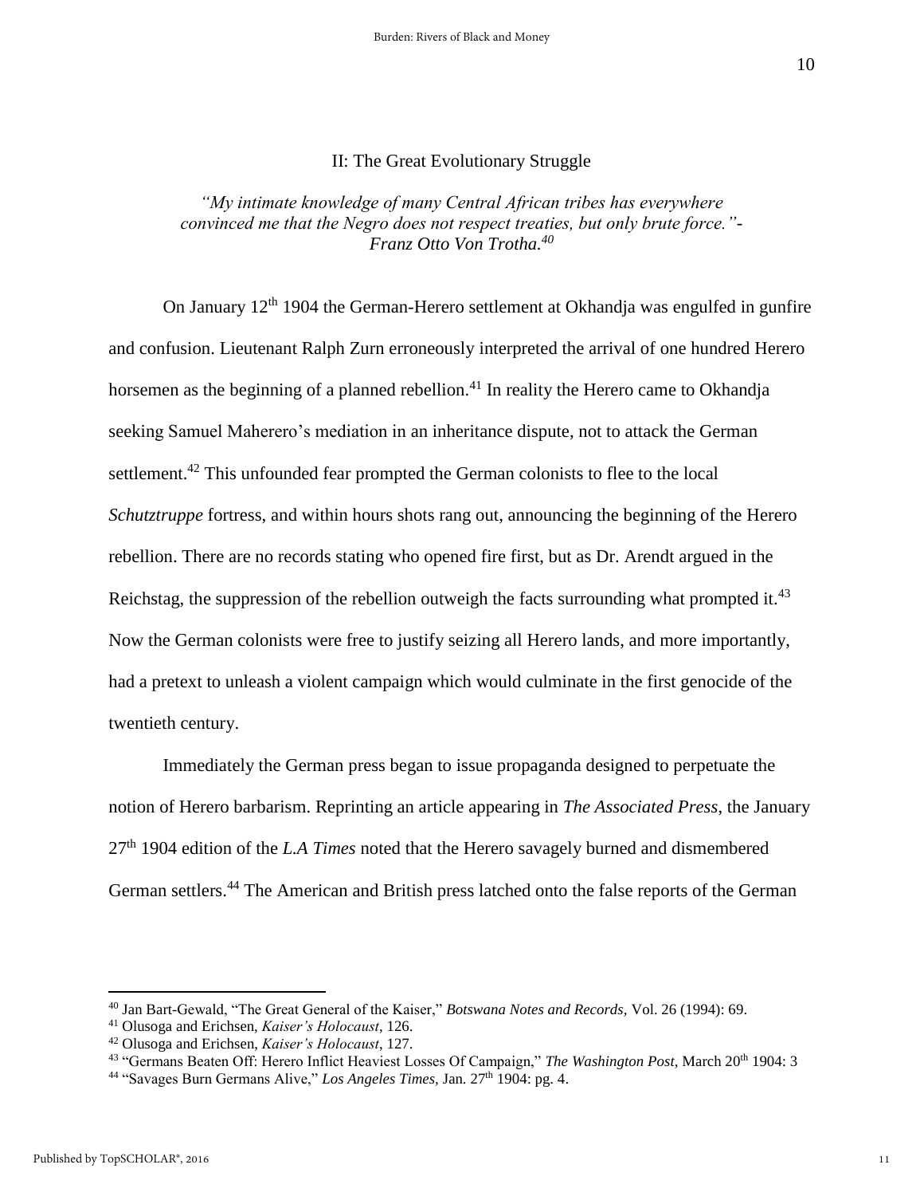## II: The Great Evolutionary Struggle

*"My intimate knowledge of many Central African tribes has everywhere convinced me that the Negro does not respect treaties, but only brute force."- Franz Otto Von Trotha.*[40]

On January 12th 1904 the German-Herero settlement at Okhandja was engulfed in gunfire and confusion. Lieutenant Ralph Zurn erroneously interpreted the arrival of one hundred Herero horsemen as the beginning of a planned rebellion.[41] In reality the Herero came to Okhandja seeking Samuel Maherero's mediation in an inheritance dispute, not to attack the German settlement.[42] This unfounded fear prompted the German colonists to flee to the local *Schutztruppe* fortress, and within hours shots rang out, announcing the beginning of the Herero rebellion. There are no records stating who opened fire first, but as Dr. Arendt argued in the Reichstag, the suppression of the rebellion outweigh the facts surrounding what prompted it.[43] Now the German colonists were free to justify seizing all Herero lands, and more importantly, had a pretext to unleash a violent campaign which would culminate in the first genocide of the twentieth century.

Immediately the German press began to issue propaganda designed to perpetuate the notion of Herero barbarism. Reprinting an article appearing in *The Associated Press*, the January 27th 1904 edition of the *L.A Times* noted that the Herero savagely burned and dismembered German settlers.[44] The American and British press latched onto the false reports of the German

---

[40] Jan Bart-Gewald, "The Great General of the Kaiser," *Botswana Notes and Records*, Vol. 26 (1994): 69.

[41] Olusoga and Erichsen, *Kaiser's Holocaust*, 126.

[42] Olusoga and Erichsen, *Kaiser's Holocaust*, 127.

[43] "Germans Beaten Off: Herero Inflict Heaviest Losses Of Campaign," *The Washington Post*, March 20th 1904: 3

[44] "Savages Burn Germans Alive," *Los Angeles Times*, Jan. 27th 1904: pg. 4.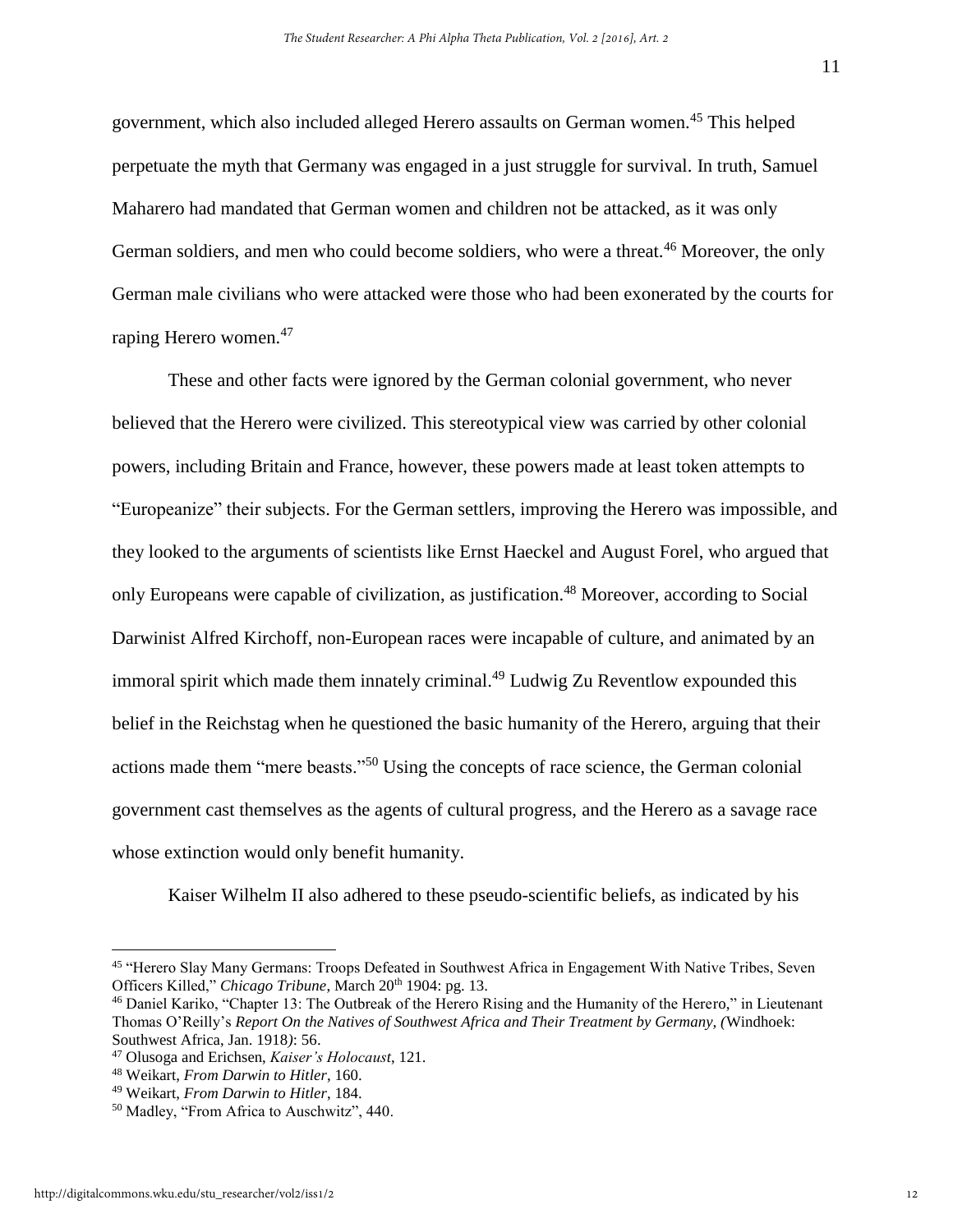government, which also included alleged Herero assaults on German women.[45] This helped perpetuate the myth that Germany was engaged in a just struggle for survival. In truth, Samuel Maharero had mandated that German women and children not be attacked, as it was only German soldiers, and men who could become soldiers, who were a threat.[46] Moreover, the only German male civilians who were attacked were those who had been exonerated by the courts for raping Herero women.[47]

These and other facts were ignored by the German colonial government, who never believed that the Herero were civilized. This stereotypical view was carried by other colonial powers, including Britain and France, however, these powers made at least token attempts to "Europeanize" their subjects. For the German settlers, improving the Herero was impossible, and they looked to the arguments of scientists like Ernst Haeckel and August Forel, who argued that only Europeans were capable of civilization, as justification.[48] Moreover, according to Social Darwinist Alfred Kirchoff, non-European races were incapable of culture, and animated by an immoral spirit which made them innately criminal.[49] Ludwig Zu Reventlow expounded this belief in the Reichstag when he questioned the basic humanity of the Herero, arguing that their actions made them "mere beasts."[50] Using the concepts of race science, the German colonial government cast themselves as the agents of cultural progress, and the Herero as a savage race whose extinction would only benefit humanity.

Kaiser Wilhelm II also adhered to these pseudo-scientific beliefs, as indicated by his

---

[45] "Herero Slay Many Germans: Troops Defeated in Southwest Africa in Engagement With Native Tribes, Seven Officers Killed," *Chicago Tribune,* March 20th 1904: pg. 13.

[46] Daniel Kariko, "Chapter 13: The Outbreak of the Herero Rising and the Humanity of the Herero," in Lieutenant Thomas O'Reilly's *Report On the Natives of Southwest Africa and Their Treatment by Germany, (*Windhoek: Southwest Africa, Jan. 1918*)*: 56.

[47] Olusoga and Erichsen, *Kaiser's Holocaust*, 121.

[48] Weikart, *From Darwin to Hitler*, 160.

[49] Weikart, *From Darwin to Hitler*, 184.

[50] Madley, "From Africa to Auschwitz", 440.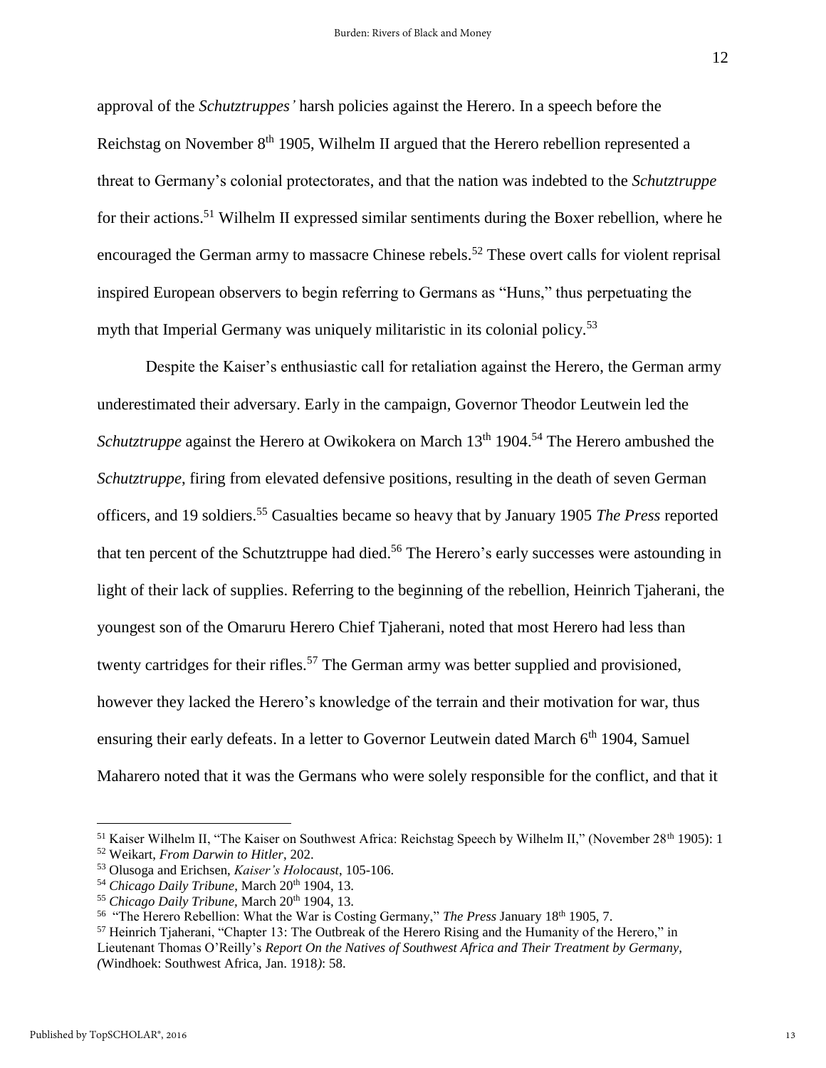approval of the *Schutztruppes'* harsh policies against the Herero. In a speech before the Reichstag on November 8th 1905, Wilhelm II argued that the Herero rebellion represented a threat to Germany's colonial protectorates, and that the nation was indebted to the *Schutztruppe* for their actions.[51] Wilhelm II expressed similar sentiments during the Boxer rebellion, where he encouraged the German army to massacre Chinese rebels.[52] These overt calls for violent reprisal inspired European observers to begin referring to Germans as "Huns," thus perpetuating the myth that Imperial Germany was uniquely militaristic in its colonial policy.[53]

Despite the Kaiser's enthusiastic call for retaliation against the Herero, the German army underestimated their adversary. Early in the campaign, Governor Theodor Leutwein led the *Schutztruppe* against the Herero at Owikokera on March 13th 1904.[54] The Herero ambushed the *Schutztruppe*, firing from elevated defensive positions, resulting in the death of seven German officers, and 19 soldiers.[55] Casualties became so heavy that by January 1905 *The Press* reported that ten percent of the Schutztruppe had died.[56] The Herero's early successes were astounding in light of their lack of supplies. Referring to the beginning of the rebellion, Heinrich Tjaherani, the youngest son of the Omaruru Herero Chief Tjaherani, noted that most Herero had less than twenty cartridges for their rifles.[57] The German army was better supplied and provisioned, however they lacked the Herero's knowledge of the terrain and their motivation for war, thus ensuring their early defeats. In a letter to Governor Leutwein dated March 6th 1904, Samuel Maharero noted that it was the Germans who were solely responsible for the conflict, and that it

---

[51] Kaiser Wilhelm II, "The Kaiser on Southwest Africa: Reichstag Speech by Wilhelm II," (November 28th 1905): 1

[52] Weikart, *From Darwin to Hitler*, 202.

[53] Olusoga and Erichsen, *Kaiser's Holocaust*, 105-106.

[54] *Chicago Daily Tribune*, March 20th 1904, 13.

[55] *Chicago Daily Tribune*, March 20th 1904, 13.

[56] "The Herero Rebellion: What the War is Costing Germany," *The Press* January 18th 1905, 7.

[57] Heinrich Tjaherani, "Chapter 13: The Outbreak of the Herero Rising and the Humanity of the Herero," in Lieutenant Thomas O'Reilly's *Report On the Natives of Southwest Africa and Their Treatment by Germany, (*Windhoek: Southwest Africa, Jan. 1918*)*: 58.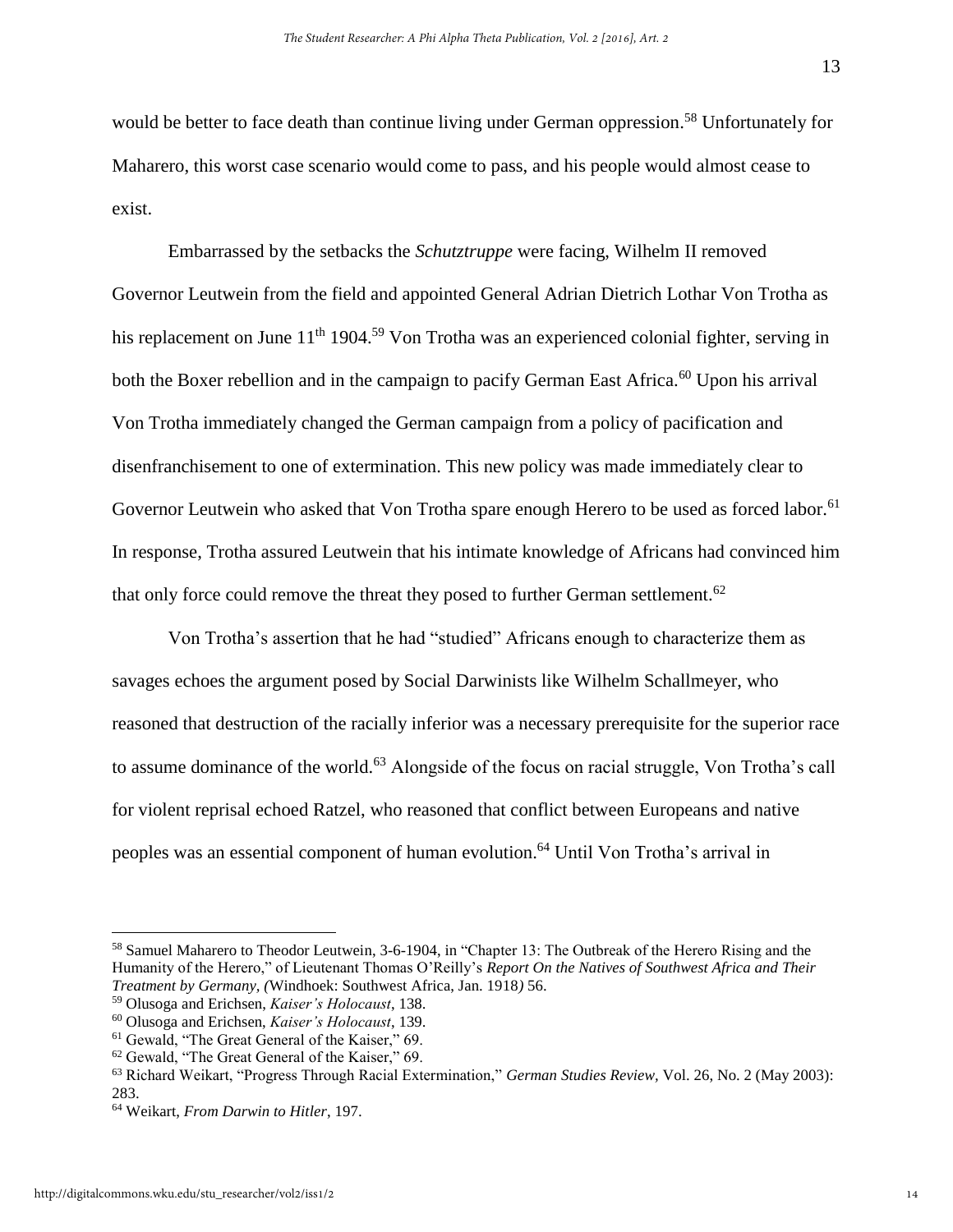would be better to face death than continue living under German oppression.[58] Unfortunately for Maharero, this worst case scenario would come to pass, and his people would almost cease to exist.

Embarrassed by the setbacks the *Schutztruppe* were facing, Wilhelm II removed Governor Leutwein from the field and appointed General Adrian Dietrich Lothar Von Trotha as his replacement on June 11th 1904.[59] Von Trotha was an experienced colonial fighter, serving in both the Boxer rebellion and in the campaign to pacify German East Africa.[60] Upon his arrival Von Trotha immediately changed the German campaign from a policy of pacification and disenfranchisement to one of extermination. This new policy was made immediately clear to Governor Leutwein who asked that Von Trotha spare enough Herero to be used as forced labor.[61] In response, Trotha assured Leutwein that his intimate knowledge of Africans had convinced him that only force could remove the threat they posed to further German settlement.[62]

Von Trotha's assertion that he had "studied" Africans enough to characterize them as savages echoes the argument posed by Social Darwinists like Wilhelm Schallmeyer, who reasoned that destruction of the racially inferior was a necessary prerequisite for the superior race to assume dominance of the world.[63] Alongside of the focus on racial struggle, Von Trotha's call for violent reprisal echoed Ratzel, who reasoned that conflict between Europeans and native peoples was an essential component of human evolution.[64] Until Von Trotha's arrival in

---

[58] Samuel Maharero to Theodor Leutwein, 3-6-1904, in "Chapter 13: The Outbreak of the Herero Rising and the Humanity of the Herero," of Lieutenant Thomas O'Reilly's *Report On the Natives of Southwest Africa and Their Treatment by Germany, (*Windhoek: Southwest Africa, Jan. 1918*)* 56.

[59] Olusoga and Erichsen, *Kaiser's Holocaust*, 138.

[60] Olusoga and Erichsen, *Kaiser's Holocaust*, 139.

[61] Gewald, "The Great General of the Kaiser," 69.

[62] Gewald, "The Great General of the Kaiser," 69.

[63] Richard Weikart, "Progress Through Racial Extermination," *German Studies Review*, Vol. 26, No. 2 (May 2003): 283.

[64] Weikart, *From Darwin to Hitler*, 197.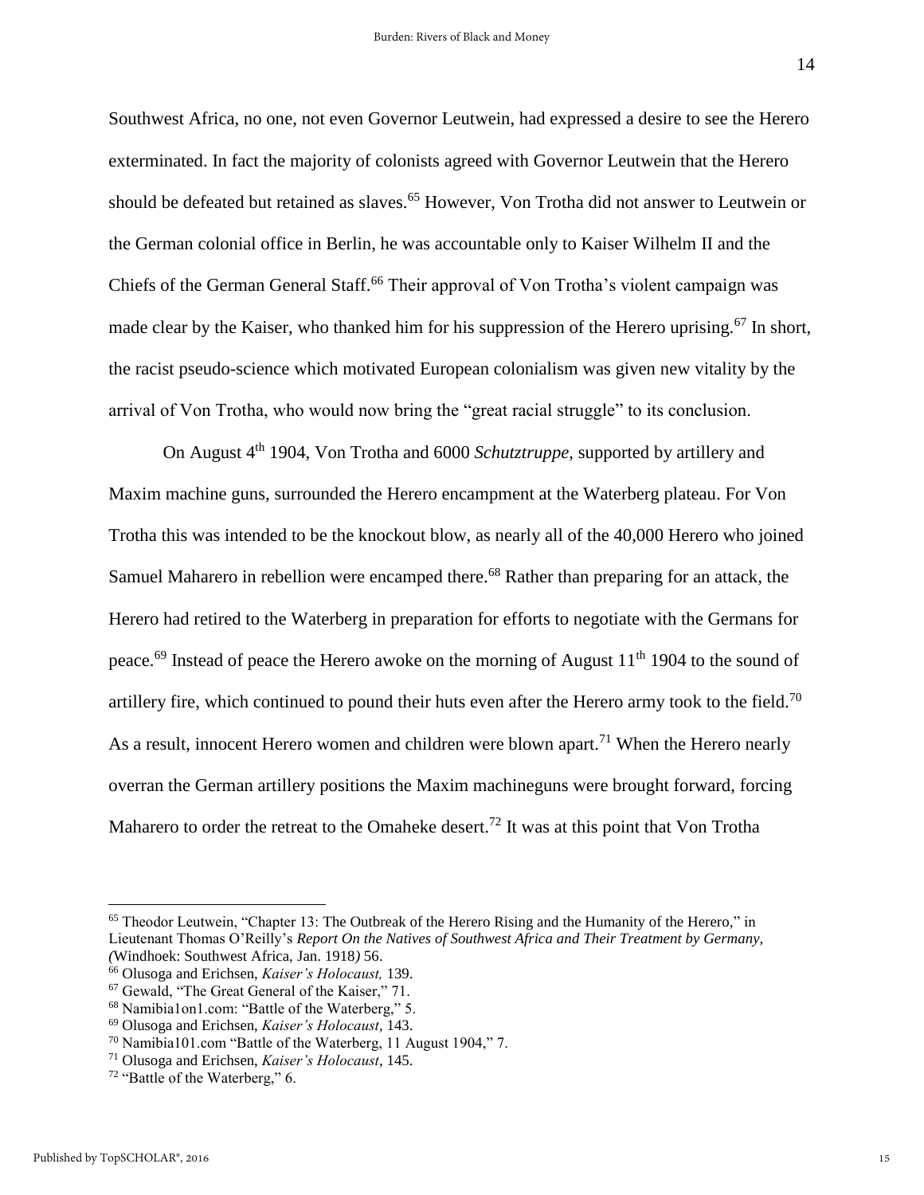Southwest Africa, no one, not even Governor Leutwein, had expressed a desire to see the Herero exterminated. In fact the majority of colonists agreed with Governor Leutwein that the Herero should be defeated but retained as slaves.[65] However, Von Trotha did not answer to Leutwein or the German colonial office in Berlin, he was accountable only to Kaiser Wilhelm II and the Chiefs of the German General Staff.[66] Their approval of Von Trotha's violent campaign was made clear by the Kaiser, who thanked him for his suppression of the Herero uprising.[67] In short, the racist pseudo-science which motivated European colonialism was given new vitality by the arrival of Von Trotha, who would now bring the "great racial struggle" to its conclusion.

On August 4th 1904, Von Trotha and 6000 *Schutztruppe*, supported by artillery and Maxim machine guns, surrounded the Herero encampment at the Waterberg plateau. For Von Trotha this was intended to be the knockout blow, as nearly all of the 40,000 Herero who joined Samuel Maharero in rebellion were encamped there.[68] Rather than preparing for an attack, the Herero had retired to the Waterberg in preparation for efforts to negotiate with the Germans for peace.[69] Instead of peace the Herero awoke on the morning of August 11th 1904 to the sound of artillery fire, which continued to pound their huts even after the Herero army took to the field.[70] As a result, innocent Herero women and children were blown apart.[71] When the Herero nearly overran the German artillery positions the Maxim machineguns were brought forward, forcing Maharero to order the retreat to the Omaheke desert.[72] It was at this point that Von Trotha

---

[65] Theodor Leutwein, "Chapter 13: The Outbreak of the Herero Rising and the Humanity of the Herero," in Lieutenant Thomas O'Reilly's *Report On the Natives of Southwest Africa and Their Treatment by Germany, (*Windhoek: Southwest Africa, Jan. 1918*)* 56.

[66] Olusoga and Erichsen, *Kaiser's Holocaust,* 139.

[67] Gewald, "The Great General of the Kaiser," 71.

[68] Namibia1on1.com: "Battle of the Waterberg," 5.

[69] Olusoga and Erichsen, *Kaiser's Holocaust,* 143.

[70] Namibia101.com "Battle of the Waterberg, 11 August 1904," 7.

[71] Olusoga and Erichsen, *Kaiser's Holocaust*, 145.

[72] "Battle of the Waterberg," 6.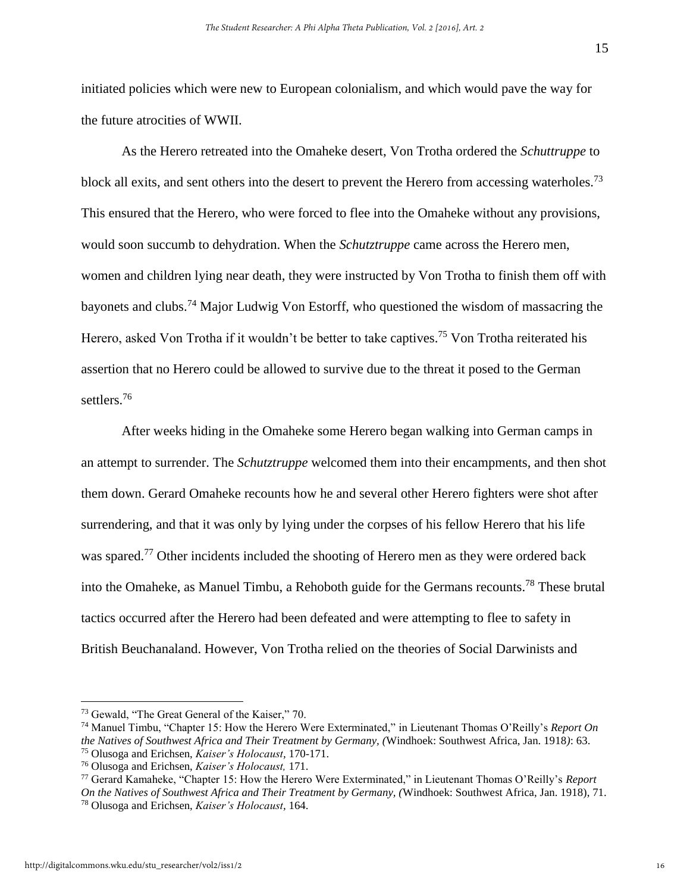initiated policies which were new to European colonialism, and which would pave the way for the future atrocities of WWII.

As the Herero retreated into the Omaheke desert, Von Trotha ordered the *Schuttruppe* to block all exits, and sent others into the desert to prevent the Herero from accessing waterholes.[73] This ensured that the Herero, who were forced to flee into the Omaheke without any provisions, would soon succumb to dehydration. When the *Schutztruppe* came across the Herero men, women and children lying near death, they were instructed by Von Trotha to finish them off with bayonets and clubs.[74] Major Ludwig Von Estorff, who questioned the wisdom of massacring the Herero, asked Von Trotha if it wouldn't be better to take captives.[75] Von Trotha reiterated his assertion that no Herero could be allowed to survive due to the threat it posed to the German settlers.[76]

After weeks hiding in the Omaheke some Herero began walking into German camps in an attempt to surrender. The *Schutztruppe* welcomed them into their encampments, and then shot them down. Gerard Omaheke recounts how he and several other Herero fighters were shot after surrendering, and that it was only by lying under the corpses of his fellow Herero that his life was spared.[77] Other incidents included the shooting of Herero men as they were ordered back into the Omaheke, as Manuel Timbu, a Rehoboth guide for the Germans recounts.[78] These brutal tactics occurred after the Herero had been defeated and were attempting to flee to safety in British Beuchanaland. However, Von Trotha relied on the theories of Social Darwinists and

---

[73] Gewald, "The Great General of the Kaiser," 70.

[74] Manuel Timbu, "Chapter 15: How the Herero Were Exterminated," in Lieutenant Thomas O'Reilly's *Report On the Natives of Southwest Africa and Their Treatment by Germany, (*Windhoek: Southwest Africa, Jan. 1918*)*: 63.

[75] Olusoga and Erichsen, *Kaiser's Holocaust,* 170-171.

[76] Olusoga and Erichsen, *Kaiser's Holocaust,* 171.

[77] Gerard Kamaheke, "Chapter 15: How the Herero Were Exterminated," in Lieutenant Thomas O'Reilly's *Report On the Natives of Southwest Africa and Their Treatment by Germany, (*Windhoek: Southwest Africa, Jan. 1918), 71.

[78] Olusoga and Erichsen, *Kaiser's Holocaust*, 164.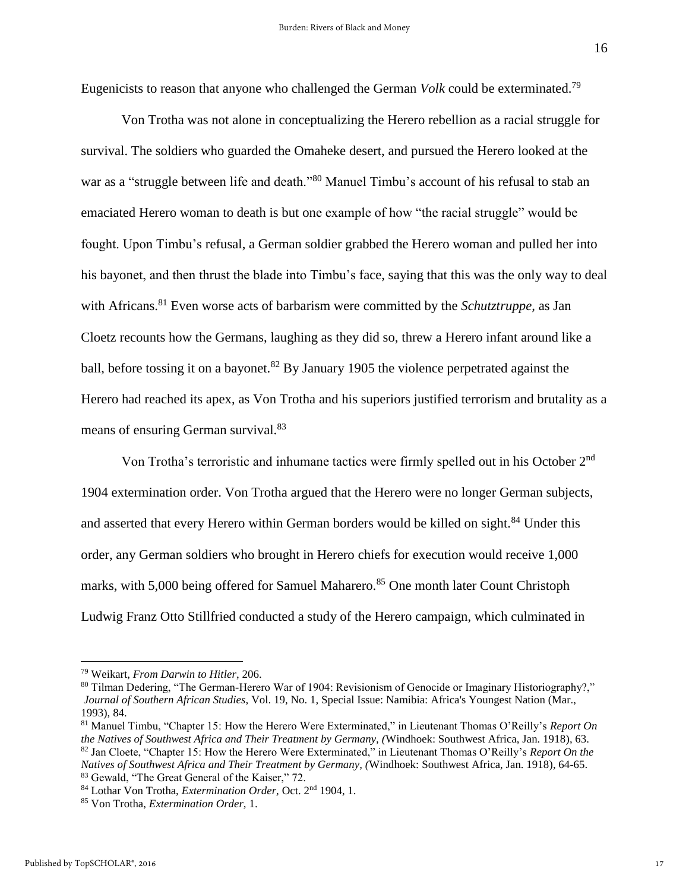Eugenicists to reason that anyone who challenged the German *Volk* could be exterminated.[79]

Von Trotha was not alone in conceptualizing the Herero rebellion as a racial struggle for survival. The soldiers who guarded the Omaheke desert, and pursued the Herero looked at the war as a "struggle between life and death."[80] Manuel Timbu's account of his refusal to stab an emaciated Herero woman to death is but one example of how "the racial struggle" would be fought. Upon Timbu's refusal, a German soldier grabbed the Herero woman and pulled her into his bayonet, and then thrust the blade into Timbu's face, saying that this was the only way to deal with Africans.[81] Even worse acts of barbarism were committed by the *Schutztruppe,* as Jan Cloetz recounts how the Germans, laughing as they did so, threw a Herero infant around like a ball, before tossing it on a bayonet.[82] By January 1905 the violence perpetrated against the Herero had reached its apex, as Von Trotha and his superiors justified terrorism and brutality as a means of ensuring German survival.[83]

Von Trotha's terroristic and inhumane tactics were firmly spelled out in his October 2nd 1904 extermination order. Von Trotha argued that the Herero were no longer German subjects, and asserted that every Herero within German borders would be killed on sight.[84] Under this order, any German soldiers who brought in Herero chiefs for execution would receive 1,000 marks, with 5,000 being offered for Samuel Maharero.[85] One month later Count Christoph Ludwig Franz Otto Stillfried conducted a study of the Herero campaign, which culminated in

---

[79] Weikart, *From Darwin to Hitler*, 206.

[80] Tilman Dedering, "The German-Herero War of 1904: Revisionism of Genocide or Imaginary Historiography?," *Journal of Southern African Studies*, Vol. 19, No. 1, Special Issue: Namibia: Africa's Youngest Nation (Mar., 1993), 84.

[81] Manuel Timbu, "Chapter 15: How the Herero Were Exterminated," in Lieutenant Thomas O'Reilly's *Report On the Natives of Southwest Africa and Their Treatment by Germany, (*Windhoek: Southwest Africa, Jan. 1918), 63.

[82] Jan Cloete, "Chapter 15: How the Herero Were Exterminated," in Lieutenant Thomas O'Reilly's *Report On the Natives of Southwest Africa and Their Treatment by Germany, (*Windhoek: Southwest Africa, Jan. 1918), 64-65.

[83] Gewald, "The Great General of the Kaiser," 72.

[84] Lothar Von Trotha, *Extermination Order,* Oct. 2nd 1904, 1.

[85] Von Trotha, *Extermination Order,* 1.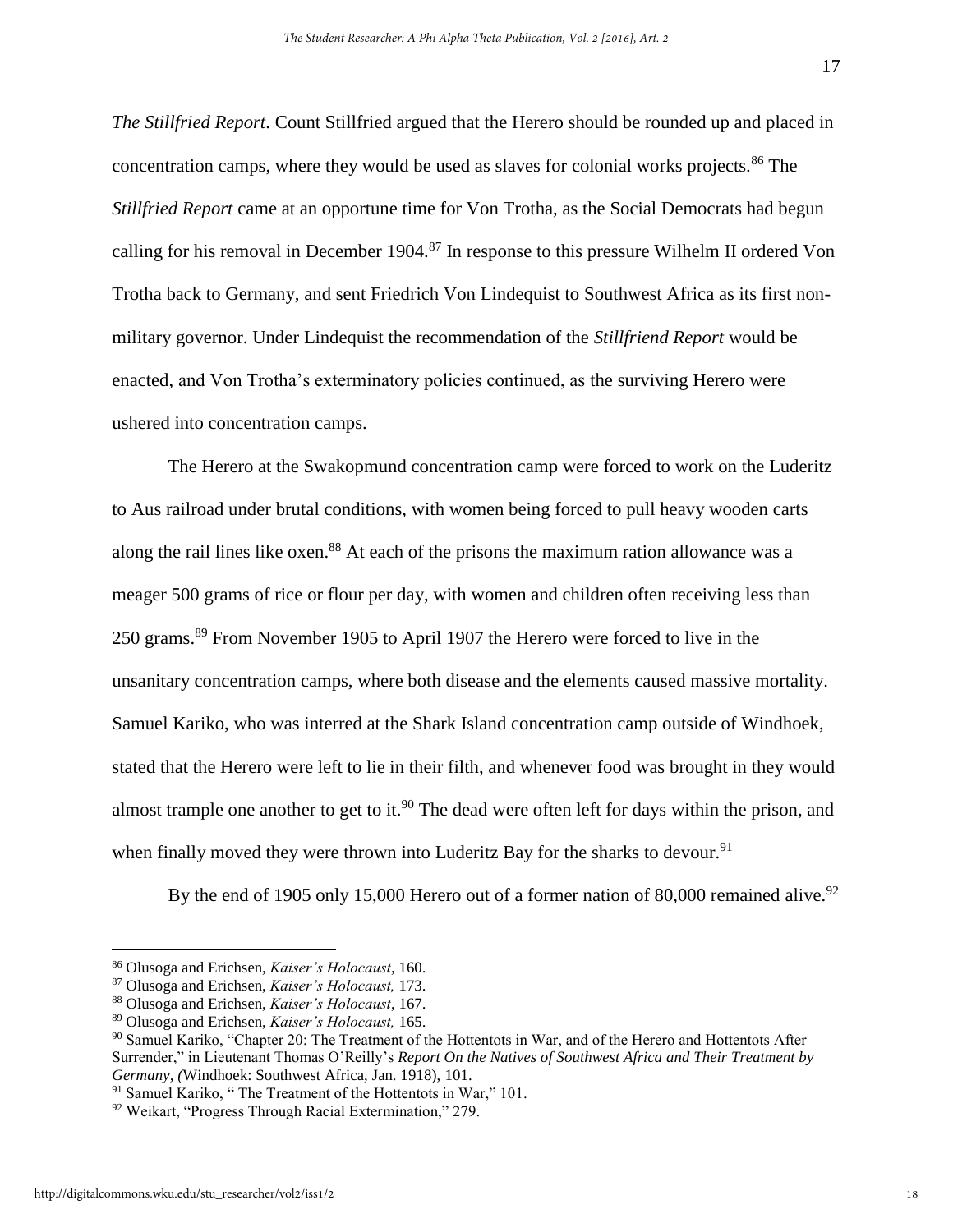*The Stillfried Report*. Count Stillfried argued that the Herero should be rounded up and placed in concentration camps, where they would be used as slaves for colonial works projects.[86] The *Stillfried Report* came at an opportune time for Von Trotha, as the Social Democrats had begun calling for his removal in December 1904.[87] In response to this pressure Wilhelm II ordered Von Trotha back to Germany, and sent Friedrich Von Lindequist to Southwest Africa as its first non-military governor. Under Lindequist the recommendation of the *Stillfriend Report* would be enacted, and Von Trotha's exterminatory policies continued, as the surviving Herero were ushered into concentration camps.

The Herero at the Swakopmund concentration camp were forced to work on the Luderitz to Aus railroad under brutal conditions, with women being forced to pull heavy wooden carts along the rail lines like oxen.[88] At each of the prisons the maximum ration allowance was a meager 500 grams of rice or flour per day, with women and children often receiving less than 250 grams.[89] From November 1905 to April 1907 the Herero were forced to live in the unsanitary concentration camps, where both disease and the elements caused massive mortality. Samuel Kariko, who was interred at the Shark Island concentration camp outside of Windhoek, stated that the Herero were left to lie in their filth, and whenever food was brought in they would almost trample one another to get to it.[90] The dead were often left for days within the prison, and when finally moved they were thrown into Luderitz Bay for the sharks to devour.[91]

By the end of 1905 only 15,000 Herero out of a former nation of 80,000 remained alive.[92]

---

[86] Olusoga and Erichsen, *Kaiser's Holocaust*, 160.

[87] Olusoga and Erichsen, *Kaiser's Holocaust,* 173.

[88] Olusoga and Erichsen, *Kaiser's Holocaust*, 167.

[89] Olusoga and Erichsen, *Kaiser's Holocaust,* 165.

[90] Samuel Kariko, "Chapter 20: The Treatment of the Hottentots in War, and of the Herero and Hottentots After Surrender," in Lieutenant Thomas O'Reilly's *Report On the Natives of Southwest Africa and Their Treatment by Germany*, *(*Windhoek: Southwest Africa, Jan. 1918), 101.

[91] Samuel Kariko, " The Treatment of the Hottentots in War," 101.

[92] Weikart, "Progress Through Racial Extermination," 279.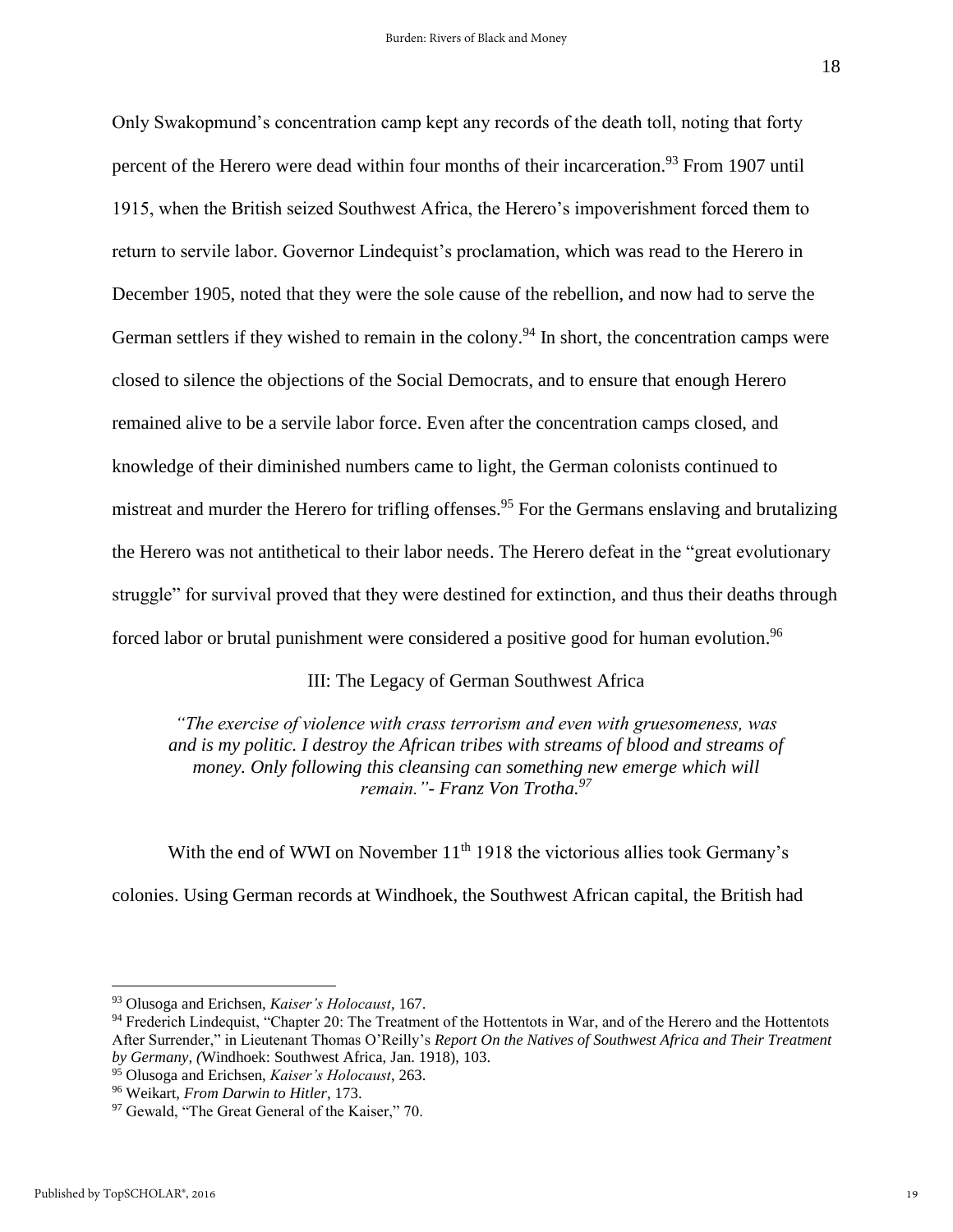Only Swakopmund's concentration camp kept any records of the death toll, noting that forty percent of the Herero were dead within four months of their incarceration.[93] From 1907 until 1915, when the British seized Southwest Africa, the Herero's impoverishment forced them to return to servile labor. Governor Lindequist's proclamation, which was read to the Herero in December 1905, noted that they were the sole cause of the rebellion, and now had to serve the German settlers if they wished to remain in the colony.[94] In short, the concentration camps were closed to silence the objections of the Social Democrats, and to ensure that enough Herero remained alive to be a servile labor force. Even after the concentration camps closed, and knowledge of their diminished numbers came to light, the German colonists continued to mistreat and murder the Herero for trifling offenses.[95] For the Germans enslaving and brutalizing the Herero was not antithetical to their labor needs. The Herero defeat in the "great evolutionary struggle" for survival proved that they were destined for extinction, and thus their deaths through forced labor or brutal punishment were considered a positive good for human evolution.[96]

## III: The Legacy of German Southwest Africa

*"The exercise of violence with crass terrorism and even with gruesomeness, was and is my politic. I destroy the African tribes with streams of blood and streams of money. Only following this cleansing can something new emerge which will remain."- Franz Von Trotha.*[97]

With the end of WWI on November 11th 1918 the victorious allies took Germany's colonies. Using German records at Windhoek, the Southwest African capital, the British had

---

[93] Olusoga and Erichsen, *Kaiser's Holocaust*, 167.

[94] Frederich Lindequist, "Chapter 20: The Treatment of the Hottentots in War, and of the Herero and the Hottentots After Surrender," in Lieutenant Thomas O'Reilly's *Report On the Natives of Southwest Africa and Their Treatment by Germany, (*Windhoek: Southwest Africa, Jan. 1918), 103.

[95] Olusoga and Erichsen, *Kaiser's Holocaust*, 263.

[96] Weikart, *From Darwin to Hitler*, 173.

[97] Gewald, "The Great General of the Kaiser," 70.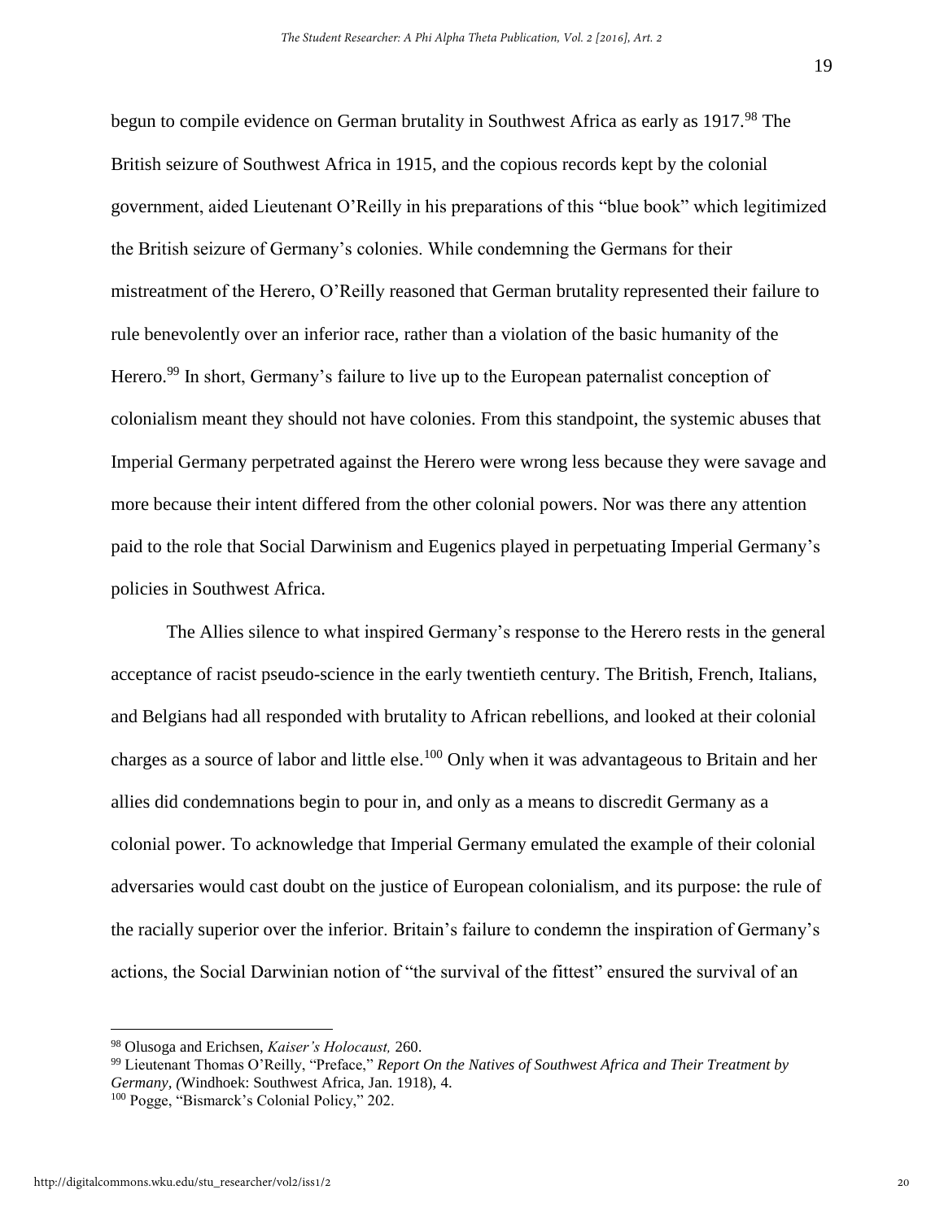begun to compile evidence on German brutality in Southwest Africa as early as 1917.[98] The British seizure of Southwest Africa in 1915, and the copious records kept by the colonial government, aided Lieutenant O'Reilly in his preparations of this "blue book" which legitimized the British seizure of Germany's colonies. While condemning the Germans for their mistreatment of the Herero, O'Reilly reasoned that German brutality represented their failure to rule benevolently over an inferior race, rather than a violation of the basic humanity of the Herero.[99] In short, Germany's failure to live up to the European paternalist conception of colonialism meant they should not have colonies. From this standpoint, the systemic abuses that Imperial Germany perpetrated against the Herero were wrong less because they were savage and more because their intent differed from the other colonial powers. Nor was there any attention paid to the role that Social Darwinism and Eugenics played in perpetuating Imperial Germany's policies in Southwest Africa.

The Allies silence to what inspired Germany's response to the Herero rests in the general acceptance of racist pseudo-science in the early twentieth century. The British, French, Italians, and Belgians had all responded with brutality to African rebellions, and looked at their colonial charges as a source of labor and little else.[100] Only when it was advantageous to Britain and her allies did condemnations begin to pour in, and only as a means to discredit Germany as a colonial power. To acknowledge that Imperial Germany emulated the example of their colonial adversaries would cast doubt on the justice of European colonialism, and its purpose: the rule of the racially superior over the inferior. Britain's failure to condemn the inspiration of Germany's actions, the Social Darwinian notion of "the survival of the fittest" ensured the survival of an

---

[98] Olusoga and Erichsen, *Kaiser's Holocaust,* 260.

[99] Lieutenant Thomas O'Reilly, "Preface," *Report On the Natives of Southwest Africa and Their Treatment by Germany*, *(*Windhoek: Southwest Africa, Jan. 1918), 4.

[100] Pogge, "Bismarck's Colonial Policy," 202.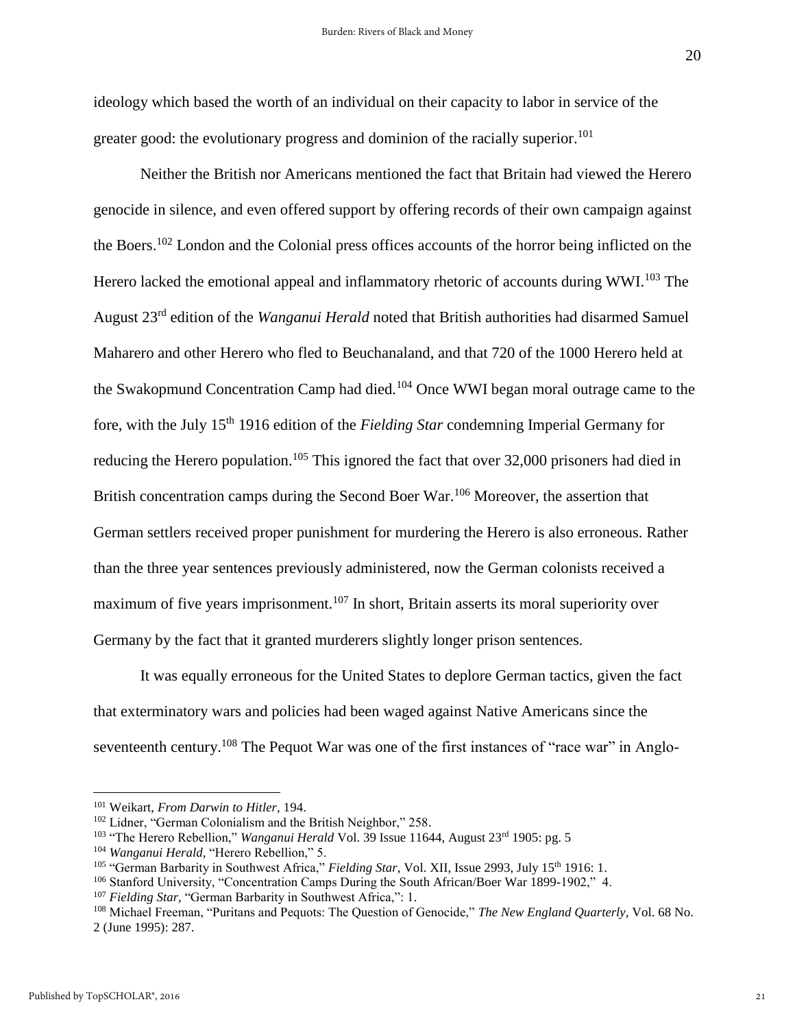ideology which based the worth of an individual on their capacity to labor in service of the greater good: the evolutionary progress and dominion of the racially superior.[101]

Neither the British nor Americans mentioned the fact that Britain had viewed the Herero genocide in silence, and even offered support by offering records of their own campaign against the Boers.[102] London and the Colonial press offices accounts of the horror being inflicted on the Herero lacked the emotional appeal and inflammatory rhetoric of accounts during WWI.[103] The August 23rd edition of the *Wanganui Herald* noted that British authorities had disarmed Samuel Maharero and other Herero who fled to Beuchanaland, and that 720 of the 1000 Herero held at the Swakopmund Concentration Camp had died.[104] Once WWI began moral outrage came to the fore, with the July 15th 1916 edition of the *Fielding Star* condemning Imperial Germany for reducing the Herero population.[105] This ignored the fact that over 32,000 prisoners had died in British concentration camps during the Second Boer War.[106] Moreover, the assertion that German settlers received proper punishment for murdering the Herero is also erroneous. Rather than the three year sentences previously administered, now the German colonists received a maximum of five years imprisonment.[107] In short, Britain asserts its moral superiority over Germany by the fact that it granted murderers slightly longer prison sentences.

It was equally erroneous for the United States to deplore German tactics, given the fact that exterminatory wars and policies had been waged against Native Americans since the seventeenth century.[108] The Pequot War was one of the first instances of "race war" in Anglo-

---

[101] Weikart, *From Darwin to Hitler,* 194.

[102] Lidner, "German Colonialism and the British Neighbor," 258.

[103] "The Herero Rebellion," *Wanganui Herald* Vol. 39 Issue 11644, August 23rd 1905: pg. 5

[104] *Wanganui Herald,* "Herero Rebellion," 5.

[105] "German Barbarity in Southwest Africa," *Fielding Star,* Vol. XII, Issue 2993, July 15th 1916: 1.

[106] Stanford University, "Concentration Camps During the South African/Boer War 1899-1902," 4.

[107] *Fielding Star,* "German Barbarity in Southwest Africa,": 1.

[108] Michael Freeman, "Puritans and Pequots: The Question of Genocide," *The New England Quarterly,* Vol. 68 No. 2 (June 1995): 287.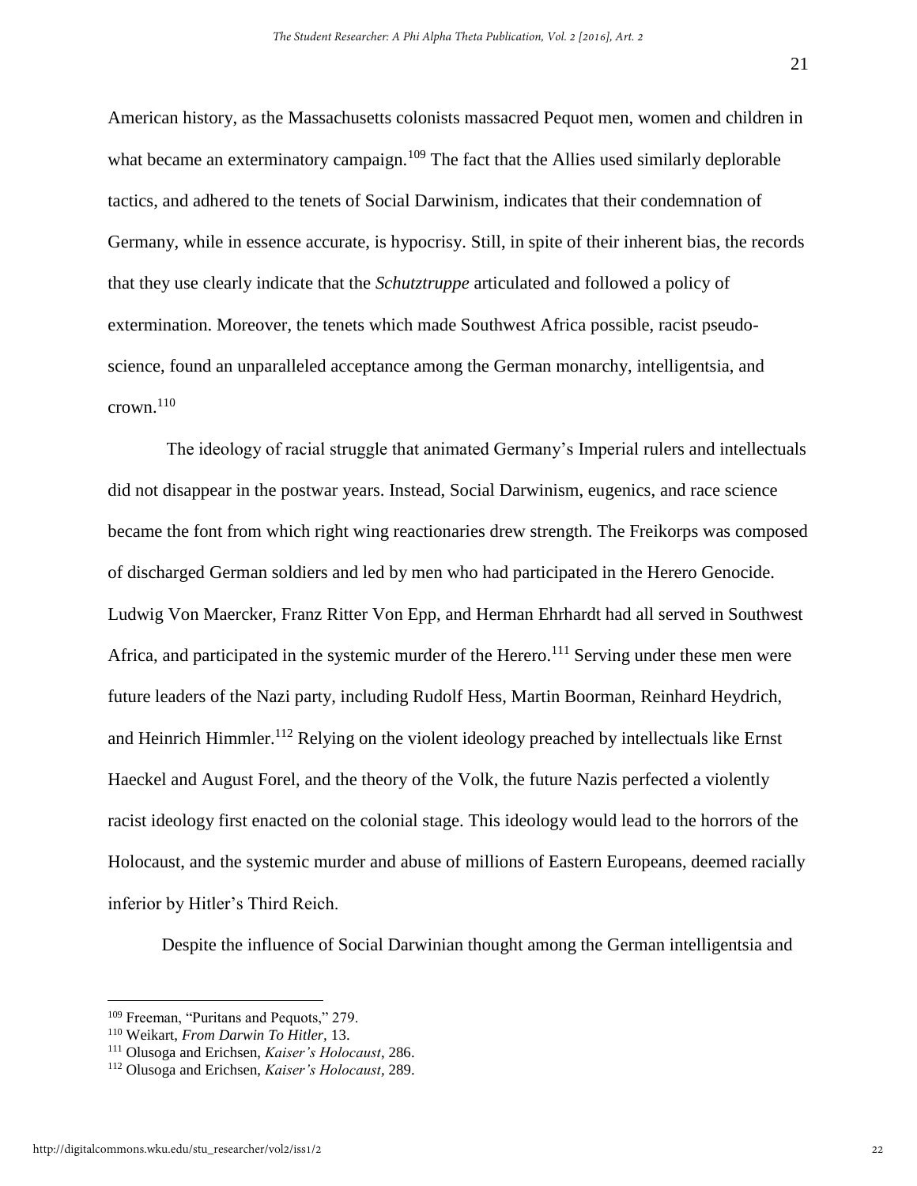American history, as the Massachusetts colonists massacred Pequot men, women and children in what became an exterminatory campaign.[109] The fact that the Allies used similarly deplorable tactics, and adhered to the tenets of Social Darwinism, indicates that their condemnation of Germany, while in essence accurate, is hypocrisy. Still, in spite of their inherent bias, the records that they use clearly indicate that the *Schutztruppe* articulated and followed a policy of extermination. Moreover, the tenets which made Southwest Africa possible, racist pseudo-science, found an unparalleled acceptance among the German monarchy, intelligentsia, and crown.[110]

The ideology of racial struggle that animated Germany's Imperial rulers and intellectuals did not disappear in the postwar years. Instead, Social Darwinism, eugenics, and race science became the font from which right wing reactionaries drew strength. The Freikorps was composed of discharged German soldiers and led by men who had participated in the Herero Genocide. Ludwig Von Maercker, Franz Ritter Von Epp, and Herman Ehrhardt had all served in Southwest Africa, and participated in the systemic murder of the Herero.[111] Serving under these men were future leaders of the Nazi party, including Rudolf Hess, Martin Boorman, Reinhard Heydrich, and Heinrich Himmler.[112] Relying on the violent ideology preached by intellectuals like Ernst Haeckel and August Forel, and the theory of the Volk, the future Nazis perfected a violently racist ideology first enacted on the colonial stage. This ideology would lead to the horrors of the Holocaust, and the systemic murder and abuse of millions of Eastern Europeans, deemed racially inferior by Hitler's Third Reich.

Despite the influence of Social Darwinian thought among the German intelligentsia and

---

[109] Freeman, "Puritans and Pequots," 279.

[110] Weikart, *From Darwin To Hitler*, 13.

[111] Olusoga and Erichsen, *Kaiser's Holocaust*, 286.

[112] Olusoga and Erichsen, *Kaiser's Holocaust*, 289.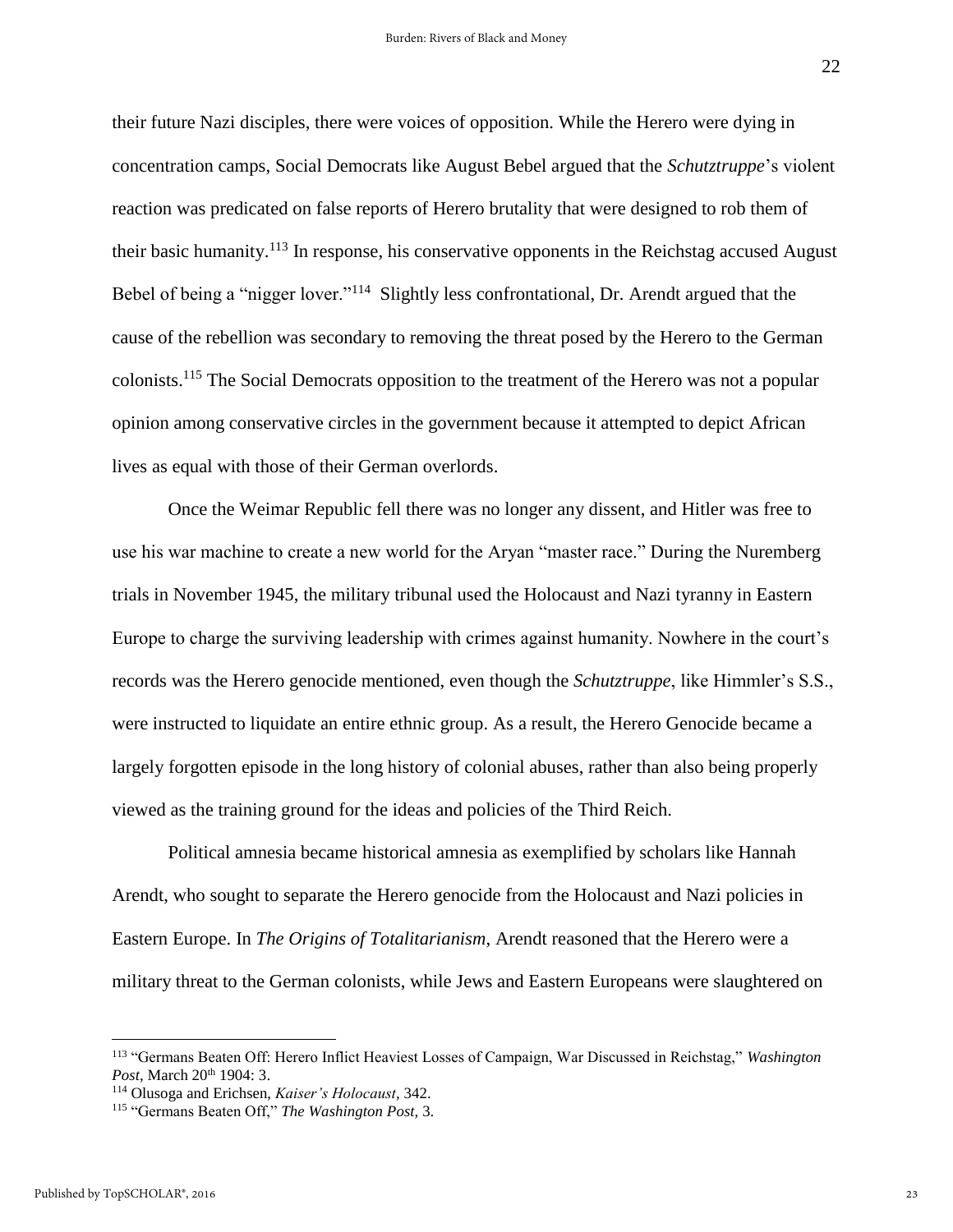their future Nazi disciples, there were voices of opposition. While the Herero were dying in concentration camps, Social Democrats like August Bebel argued that the *Schutztruppe*'s violent reaction was predicated on false reports of Herero brutality that were designed to rob them of their basic humanity.[113] In response, his conservative opponents in the Reichstag accused August Bebel of being a "nigger lover."[114] Slightly less confrontational, Dr. Arendt argued that the cause of the rebellion was secondary to removing the threat posed by the Herero to the German colonists.[115] The Social Democrats opposition to the treatment of the Herero was not a popular opinion among conservative circles in the government because it attempted to depict African lives as equal with those of their German overlords.

Once the Weimar Republic fell there was no longer any dissent, and Hitler was free to use his war machine to create a new world for the Aryan "master race." During the Nuremberg trials in November 1945, the military tribunal used the Holocaust and Nazi tyranny in Eastern Europe to charge the surviving leadership with crimes against humanity. Nowhere in the court's records was the Herero genocide mentioned, even though the *Schutztruppe*, like Himmler's S.S., were instructed to liquidate an entire ethnic group. As a result, the Herero Genocide became a largely forgotten episode in the long history of colonial abuses, rather than also being properly viewed as the training ground for the ideas and policies of the Third Reich.

Political amnesia became historical amnesia as exemplified by scholars like Hannah Arendt, who sought to separate the Herero genocide from the Holocaust and Nazi policies in Eastern Europe. In *The Origins of Totalitarianism*, Arendt reasoned that the Herero were a military threat to the German colonists, while Jews and Eastern Europeans were slaughtered on

---

[113] "Germans Beaten Off: Herero Inflict Heaviest Losses of Campaign, War Discussed in Reichstag," *Washington Post*, March 20th 1904: 3.

[114] Olusoga and Erichsen, *Kaiser's Holocaust*, 342.

[115] "Germans Beaten Off," *The Washington Post,* 3.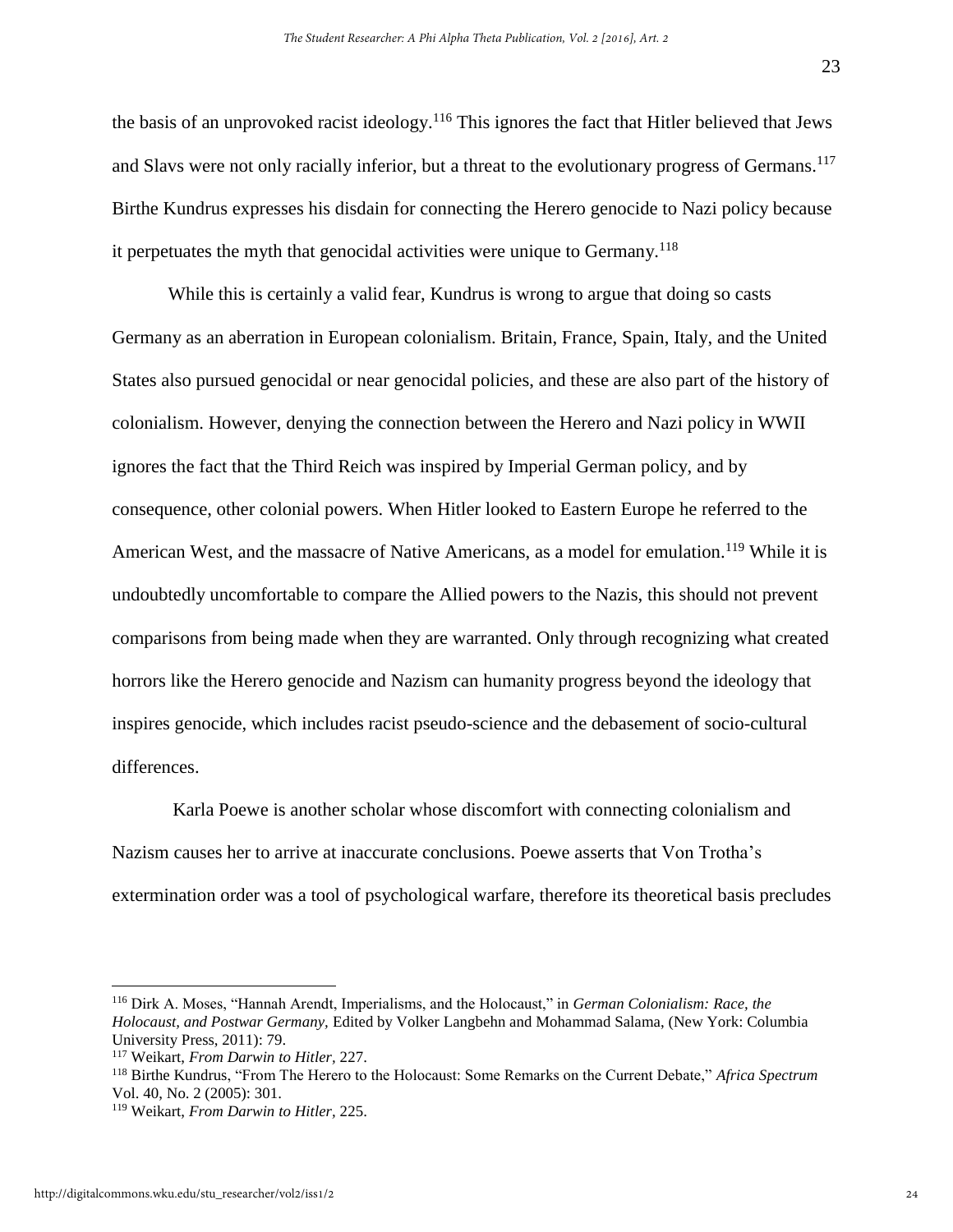the basis of an unprovoked racist ideology.[116] This ignores the fact that Hitler believed that Jews and Slavs were not only racially inferior, but a threat to the evolutionary progress of Germans.[117] Birthe Kundrus expresses his disdain for connecting the Herero genocide to Nazi policy because it perpetuates the myth that genocidal activities were unique to Germany.[118]

While this is certainly a valid fear, Kundrus is wrong to argue that doing so casts Germany as an aberration in European colonialism. Britain, France, Spain, Italy, and the United States also pursued genocidal or near genocidal policies, and these are also part of the history of colonialism. However, denying the connection between the Herero and Nazi policy in WWII ignores the fact that the Third Reich was inspired by Imperial German policy, and by consequence, other colonial powers. When Hitler looked to Eastern Europe he referred to the American West, and the massacre of Native Americans, as a model for emulation.[119] While it is undoubtedly uncomfortable to compare the Allied powers to the Nazis, this should not prevent comparisons from being made when they are warranted. Only through recognizing what created horrors like the Herero genocide and Nazism can humanity progress beyond the ideology that inspires genocide, which includes racist pseudo-science and the debasement of socio-cultural differences.

Karla Poewe is another scholar whose discomfort with connecting colonialism and Nazism causes her to arrive at inaccurate conclusions. Poewe asserts that Von Trotha's extermination order was a tool of psychological warfare, therefore its theoretical basis precludes

---

[116] Dirk A. Moses, "Hannah Arendt, Imperialisms, and the Holocaust," in *German Colonialism: Race, the Holocaust, and Postwar Germany,* Edited by Volker Langbehn and Mohammad Salama, (New York: Columbia University Press, 2011): 79.

[117] Weikart, *From Darwin to Hitler,* 227.

[118] Birthe Kundrus, "From The Herero to the Holocaust: Some Remarks on the Current Debate," *Africa Spectrum* Vol. 40, No. 2 (2005): 301.

[119] Weikart, *From Darwin to Hitler,* 225.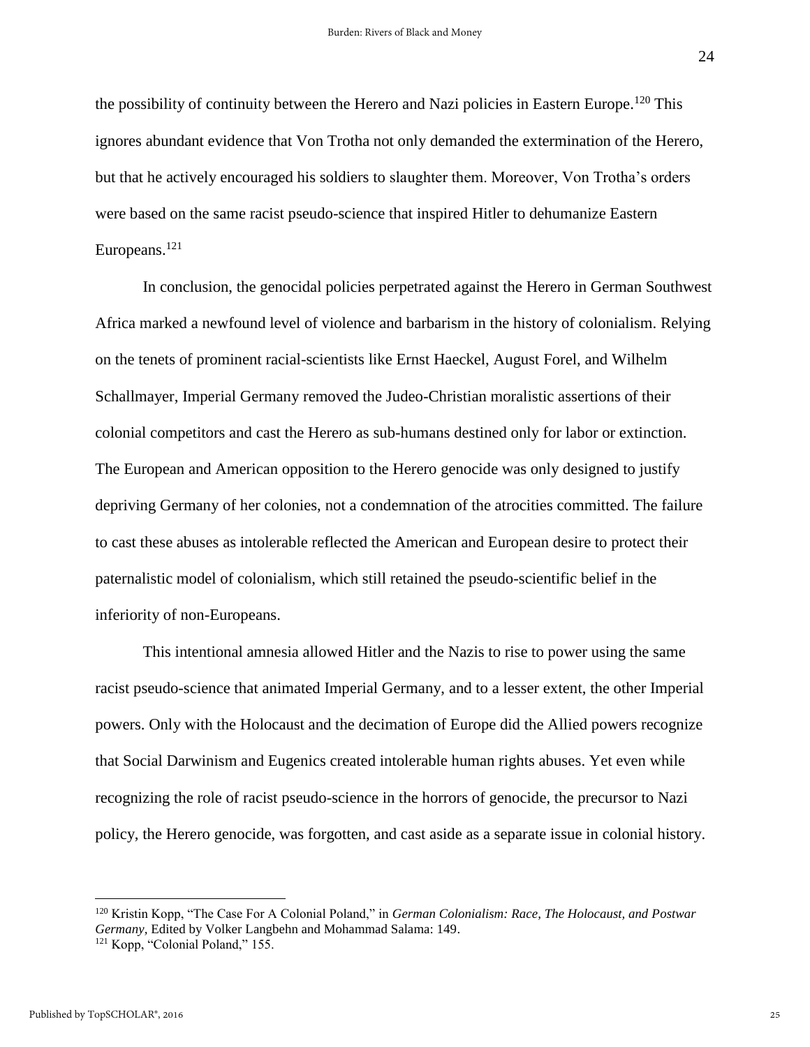the possibility of continuity between the Herero and Nazi policies in Eastern Europe.[120] This ignores abundant evidence that Von Trotha not only demanded the extermination of the Herero, but that he actively encouraged his soldiers to slaughter them. Moreover, Von Trotha's orders were based on the same racist pseudo-science that inspired Hitler to dehumanize Eastern Europeans.[121]

In conclusion, the genocidal policies perpetrated against the Herero in German Southwest Africa marked a newfound level of violence and barbarism in the history of colonialism. Relying on the tenets of prominent racial-scientists like Ernst Haeckel, August Forel, and Wilhelm Schallmayer, Imperial Germany removed the Judeo-Christian moralistic assertions of their colonial competitors and cast the Herero as sub-humans destined only for labor or extinction. The European and American opposition to the Herero genocide was only designed to justify depriving Germany of her colonies, not a condemnation of the atrocities committed. The failure to cast these abuses as intolerable reflected the American and European desire to protect their paternalistic model of colonialism, which still retained the pseudo-scientific belief in the inferiority of non-Europeans.

This intentional amnesia allowed Hitler and the Nazis to rise to power using the same racist pseudo-science that animated Imperial Germany, and to a lesser extent, the other Imperial powers. Only with the Holocaust and the decimation of Europe did the Allied powers recognize that Social Darwinism and Eugenics created intolerable human rights abuses. Yet even while recognizing the role of racist pseudo-science in the horrors of genocide, the precursor to Nazi policy, the Herero genocide, was forgotten, and cast aside as a separate issue in colonial history.

---

[120] Kristin Kopp, "The Case For A Colonial Poland," in *German Colonialism: Race, The Holocaust, and Postwar Germany*, Edited by Volker Langbehn and Mohammad Salama: 149.

[121] Kopp, "Colonial Poland," 155.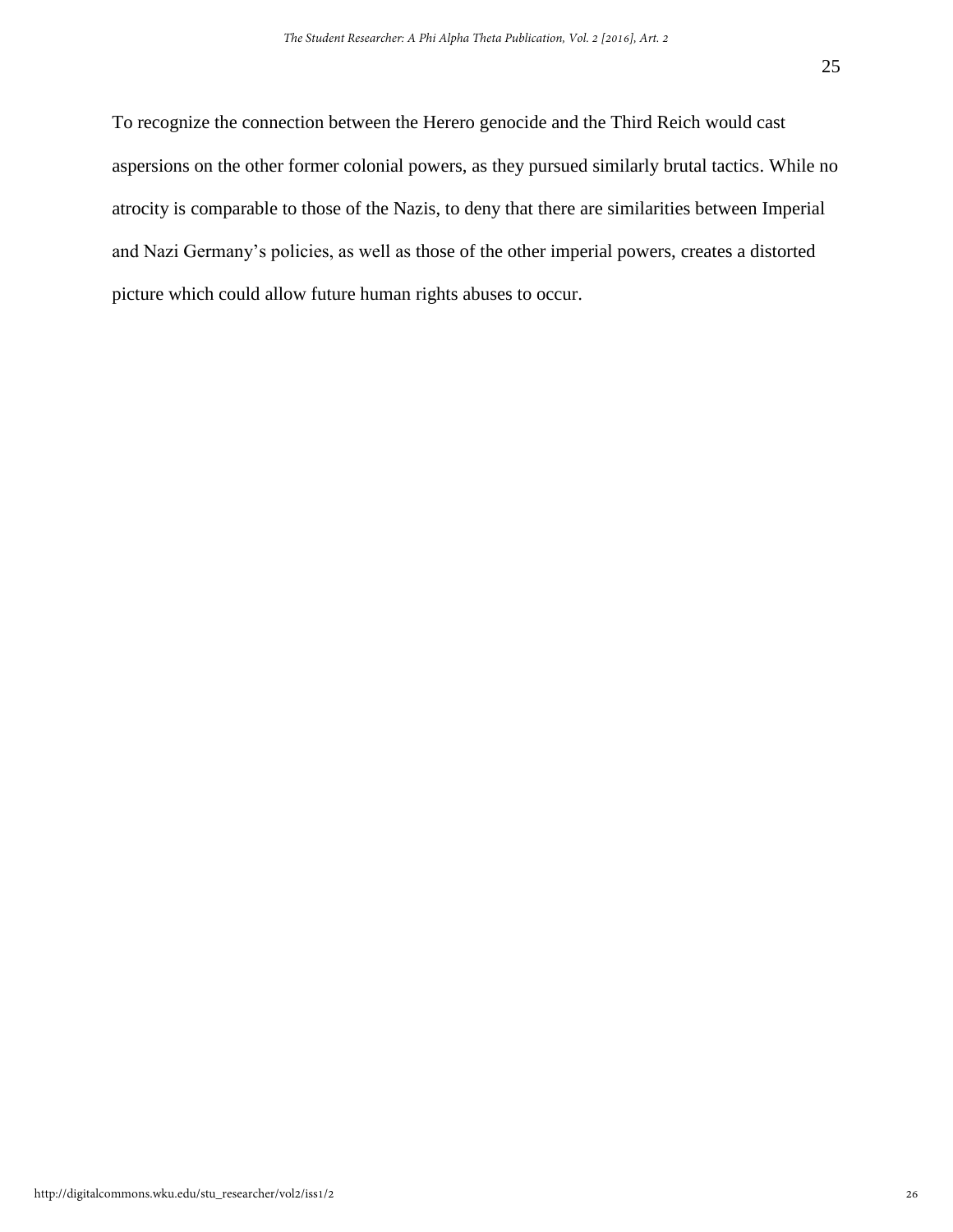To recognize the connection between the Herero genocide and the Third Reich would cast aspersions on the other former colonial powers, as they pursued similarly brutal tactics. While no atrocity is comparable to those of the Nazis, to deny that there are similarities between Imperial and Nazi Germany's policies, as well as those of the other imperial powers, creates a distorted picture which could allow future human rights abuses to occur.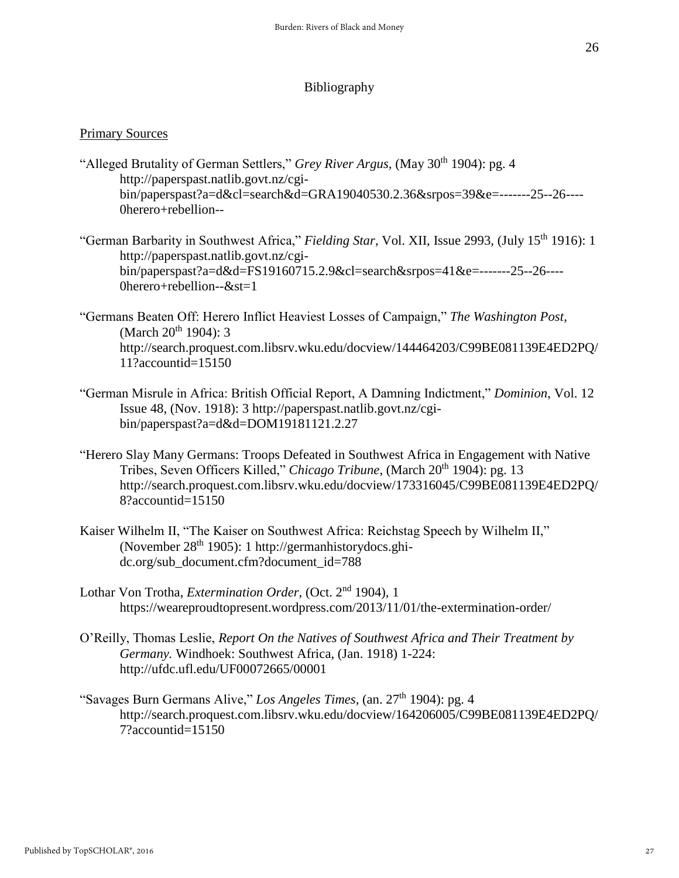# Bibliography

## Primary Sources

"Alleged Brutality of German Settlers," *Grey River Argus*, (May 30th 1904): pg. 4 http://paperspast.natlib.govt.nz/cgi-bin/paperspast?a=d&cl=search&d=GRA19040530.2.36&srpos=39&e=-------25--26----0herero+rebellion--

"German Barbarity in Southwest Africa," *Fielding Star*, Vol. XII, Issue 2993, (July 15th 1916): 1 http://paperspast.natlib.govt.nz/cgi-bin/paperspast?a=d&d=FS19160715.2.9&cl=search&srpos=41&e=-------25--26----0herero+rebellion--&st=1

"Germans Beaten Off: Herero Inflict Heaviest Losses of Campaign," *The Washington Post*, (March 20th 1904): 3 http://search.proquest.com.libsrv.wku.edu/docview/144464203/C99BE081139E4ED2PQ/11?accountid=15150

"German Misrule in Africa: British Official Report, A Damning Indictment," *Dominion*, Vol. 12 Issue 48, (Nov. 1918): 3 http://paperspast.natlib.govt.nz/cgi-bin/paperspast?a=d&d=DOM19181121.2.27

"Herero Slay Many Germans: Troops Defeated in Southwest Africa in Engagement with Native Tribes, Seven Officers Killed," *Chicago Tribune*, (March 20th 1904): pg. 13 http://search.proquest.com.libsrv.wku.edu/docview/173316045/C99BE081139E4ED2PQ/8?accountid=15150

Kaiser Wilhelm II, "The Kaiser on Southwest Africa: Reichstag Speech by Wilhelm II," (November 28th 1905): 1 http://germanhistorydocs.ghi-dc.org/sub_document.cfm?document_id=788

Lothar Von Trotha, *Extermination Order*, (Oct. 2nd 1904), 1 https://weareproudtopresent.wordpress.com/2013/11/01/the-extermination-order/

O'Reilly, Thomas Leslie, *Report On the Natives of Southwest Africa and Their Treatment by Germany.* Windhoek: Southwest Africa, (Jan. 1918) 1-224: http://ufdc.ufl.edu/UF00072665/00001

"Savages Burn Germans Alive," *Los Angeles Times*, (an. 27th 1904): pg. 4 http://search.proquest.com.libsrv.wku.edu/docview/164206005/C99BE081139E4ED2PQ/7?accountid=15150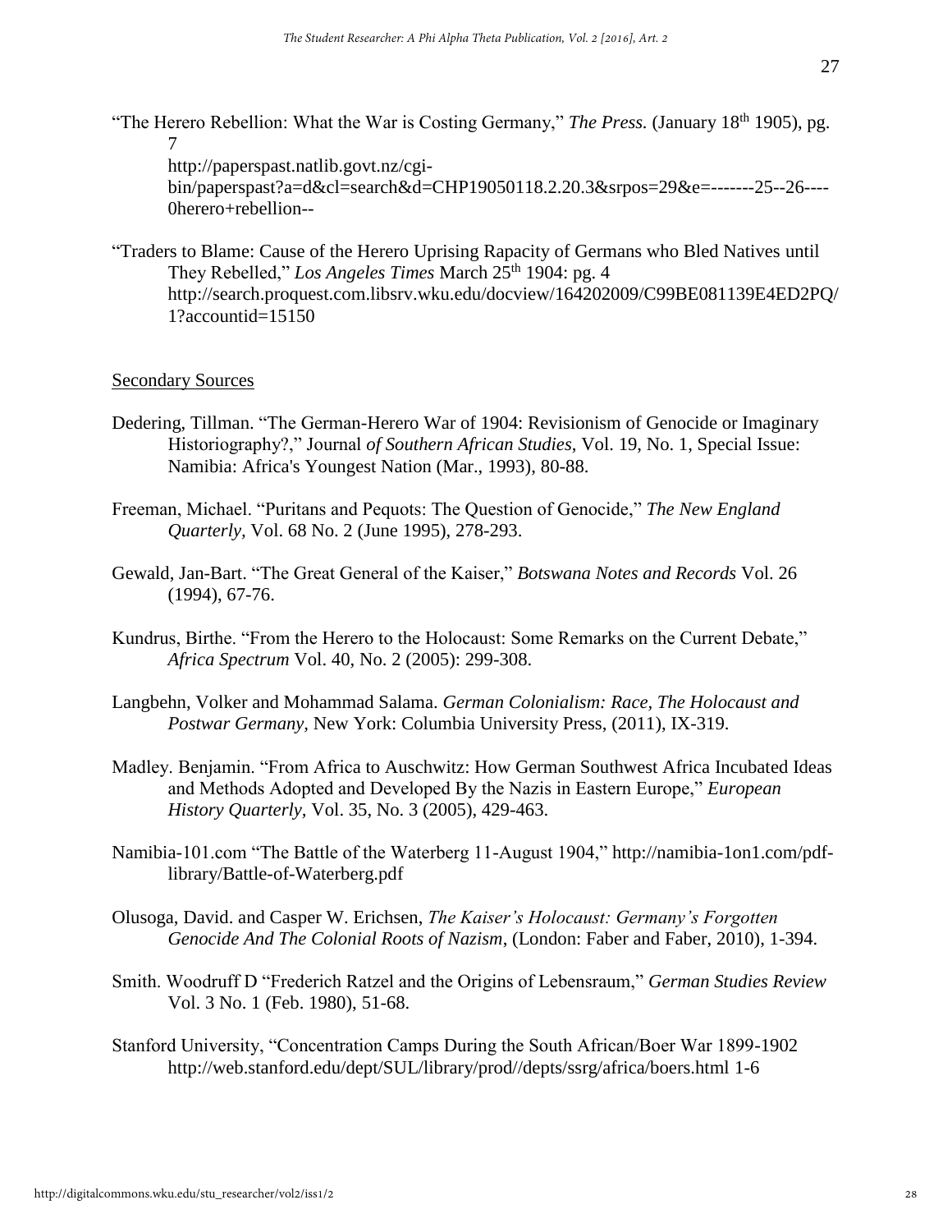"The Herero Rebellion: What the War is Costing Germany," *The Press.* (January 18th 1905), pg. 7
http://paperspast.natlib.govt.nz/cgi-bin/paperspast?a=d&cl=search&d=CHP19050118.2.20.3&srpos=29&e=-------25--26----0herero+rebellion--

"Traders to Blame: Cause of the Herero Uprising Rapacity of Germans who Bled Natives until They Rebelled," *Los Angeles Times* March 25th 1904: pg. 4
http://search.proquest.com.libsrv.wku.edu/docview/164202009/C99BE081139E4ED2PQ/1?accountid=15150

## Secondary Sources

Dedering, Tillman. "The German-Herero War of 1904: Revisionism of Genocide or Imaginary Historiography?," Journal *of Southern African Studies*, Vol. 19, No. 1, Special Issue: Namibia: Africa's Youngest Nation (Mar., 1993), 80-88.

Freeman, Michael. "Puritans and Pequots: The Question of Genocide," *The New England Quarterly*, Vol. 68 No. 2 (June 1995), 278-293.

Gewald, Jan-Bart. "The Great General of the Kaiser," *Botswana Notes and Records* Vol. 26 (1994), 67-76.

Kundrus, Birthe. "From the Herero to the Holocaust: Some Remarks on the Current Debate," *Africa Spectrum* Vol. 40, No. 2 (2005): 299-308.

Langbehn, Volker and Mohammad Salama. *German Colonialism: Race, The Holocaust and Postwar Germany*, New York: Columbia University Press, (2011), IX-319.

Madley. Benjamin. "From Africa to Auschwitz: How German Southwest Africa Incubated Ideas and Methods Adopted and Developed By the Nazis in Eastern Europe," *European History Quarterly,* Vol. 35, No. 3 (2005), 429-463.

Namibia-101.com "The Battle of the Waterberg 11-August 1904," http://namibia-1on1.com/pdf-library/Battle-of-Waterberg.pdf

Olusoga, David. and Casper W. Erichsen, *The Kaiser's Holocaust: Germany's Forgotten Genocide And The Colonial Roots of Nazism*, (London: Faber and Faber, 2010), 1-394.

Smith. Woodruff D "Frederich Ratzel and the Origins of Lebensraum," *German Studies Review* Vol. 3 No. 1 (Feb. 1980), 51-68.

Stanford University, "Concentration Camps During the South African/Boer War 1899-1902 http://web.stanford.edu/dept/SUL/library/prod//depts/ssrg/africa/boers.html 1-6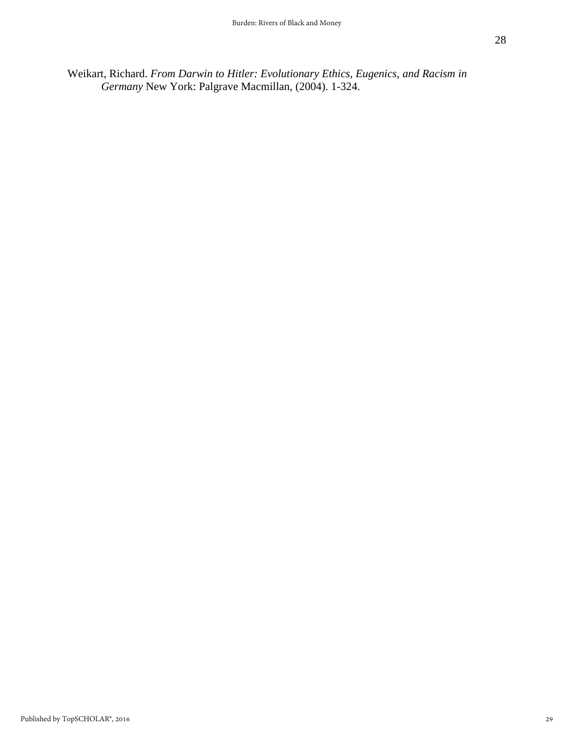Weikart, Richard. *From Darwin to Hitler: Evolutionary Ethics, Eugenics, and Racism in Germany* New York: Palgrave Macmillan, (2004). 1-324.